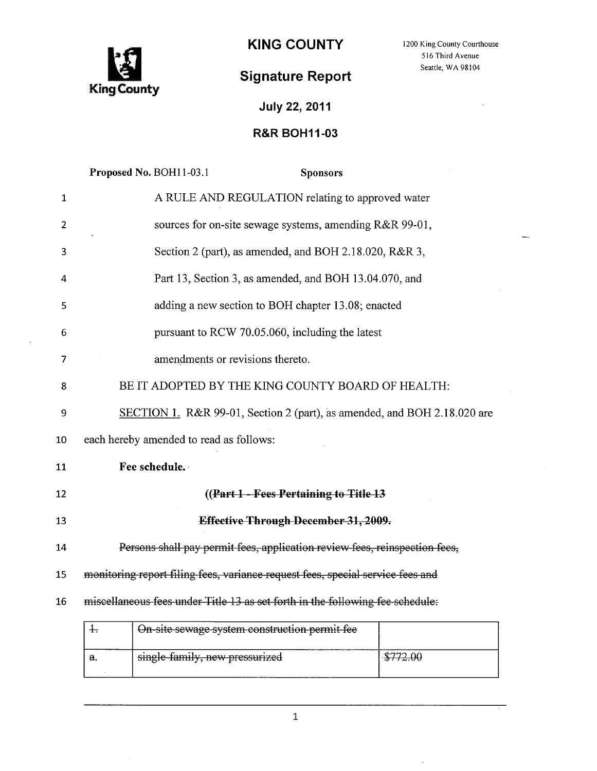# KING COUNTY

1200 King County Courthouse
516 Third Avenue
Seattle, WA 98104

## Signature Report

**July 22, 2011**

**R&R BOH11-03**

**Proposed No.** BOH11-03.1 **Sponsors**

1 A RULE AND REGULATION relating to approved water
2 sources for on-site sewage systems, amending R&R 99-01,
3 Section 2 (part), as amended, and BOH 2.18.020, R&R 3,
4 Part 13, Section 3, as amended, and BOH 13.04.070, and
5 adding a new section to BOH chapter 13.08; enacted
6 pursuant to RCW 70.05.060, including the latest
7 amendments or revisions thereto.

8 BE IT ADOPTED BY THE KING COUNTY BOARD OF HEALTH:

9 SECTION 1. R&R 99-01, Section 2 (part), as amended, and BOH 2.18.020 are
10 each hereby amended to read as follows:

11 **Fee schedule.**

12 **((~~Part 1 - Fees Pertaining to Title 13~~**

13 **~~Effective Through December 31, 2009.~~**

14 ~~Persons shall pay permit fees, application review fees, reinspection fees,~~
15 ~~monitoring report filing fees, variance request fees, special service fees and~~
16 ~~miscellaneous fees under Title 13 as set forth in the following fee schedule:~~

| ~~1.~~ | ~~On-site sewage system construction permit fee~~ | |
|---|---|---|
| ~~a.~~ | ~~single-family, new pressurized~~ | ~~$772.00~~ |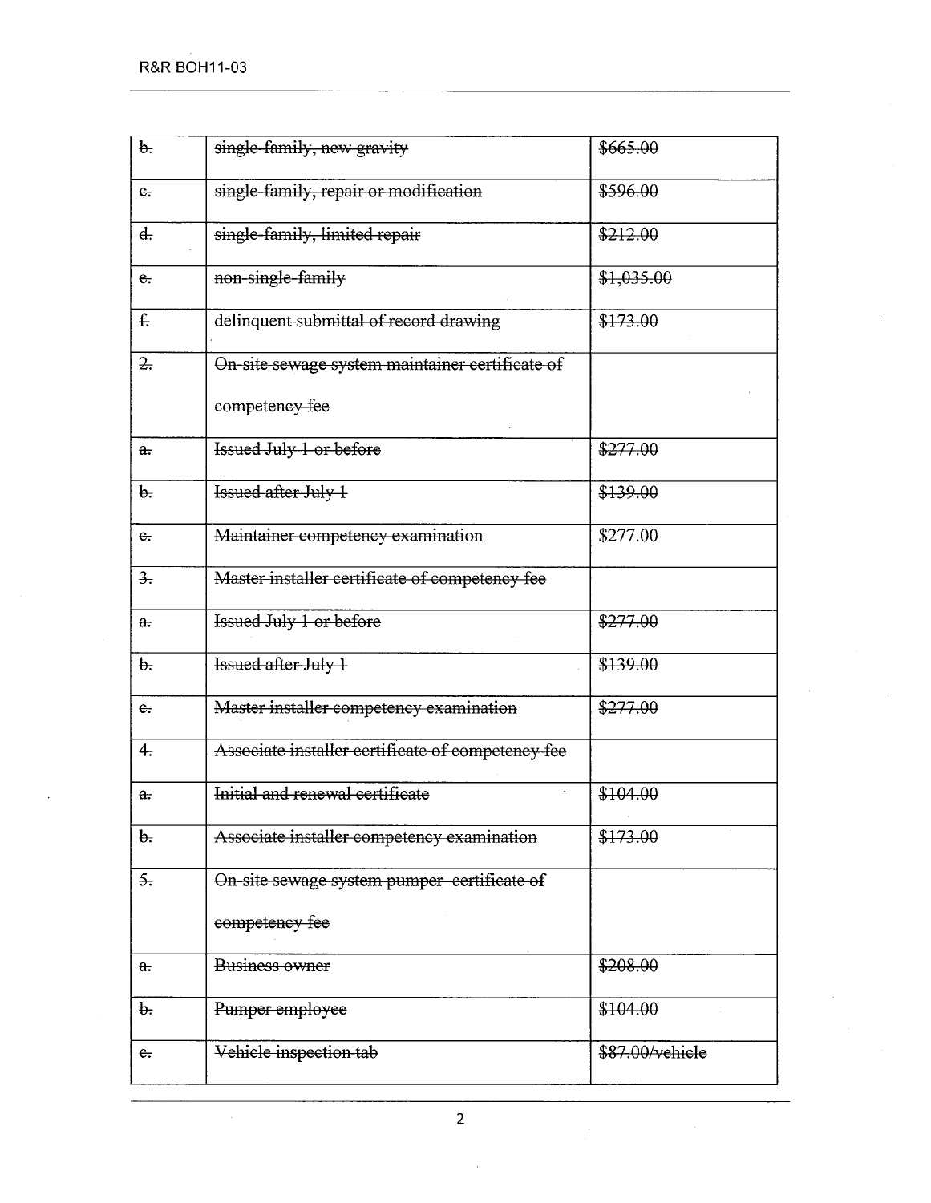| ~~b.~~ | ~~single-family, new gravity~~ | ~~$665.00~~ |
|---|---|---|
| ~~c.~~ | ~~single-family, repair or modification~~ | ~~$596.00~~ |
| ~~d.~~ | ~~single-family, limited repair~~ | ~~$212.00~~ |
| ~~e.~~ | ~~non-single-family~~ | ~~$1,035.00~~ |
| ~~f.~~ | ~~delinquent submittal of record drawing~~ | ~~$173.00~~ |
| ~~2.~~ | ~~On-site sewage system maintainer certificate of competency fee~~ | |
| ~~a.~~ | ~~Issued July 1 or before~~ | ~~$277.00~~ |
| ~~b.~~ | ~~Issued after July 1~~ | ~~$139.00~~ |
| ~~c.~~ | ~~Maintainer competency examination~~ | ~~$277.00~~ |
| ~~3.~~ | ~~Master installer certificate of competency fee~~ | |
| ~~a.~~ | ~~Issued July 1 or before~~ | ~~$277.00~~ |
| ~~b.~~ | ~~Issued after July 1~~ | ~~$139.00~~ |
| ~~c.~~ | ~~Master installer competency examination~~ | ~~$277.00~~ |
| ~~4.~~ | ~~Associate installer certificate of competency fee~~ | |
| ~~a.~~ | ~~Initial and renewal certificate~~ | ~~$104.00~~ |
| ~~b.~~ | ~~Associate installer competency examination~~ | ~~$173.00~~ |
| ~~5.~~ | ~~On-site sewage system pumper certificate of competency fee~~ | |
| ~~a.~~ | ~~Business owner~~ | ~~$208.00~~ |
| ~~b.~~ | ~~Pumper employee~~ | ~~$104.00~~ |
| ~~c.~~ | ~~Vehicle inspection tab~~ | ~~$87.00/vehicle~~ |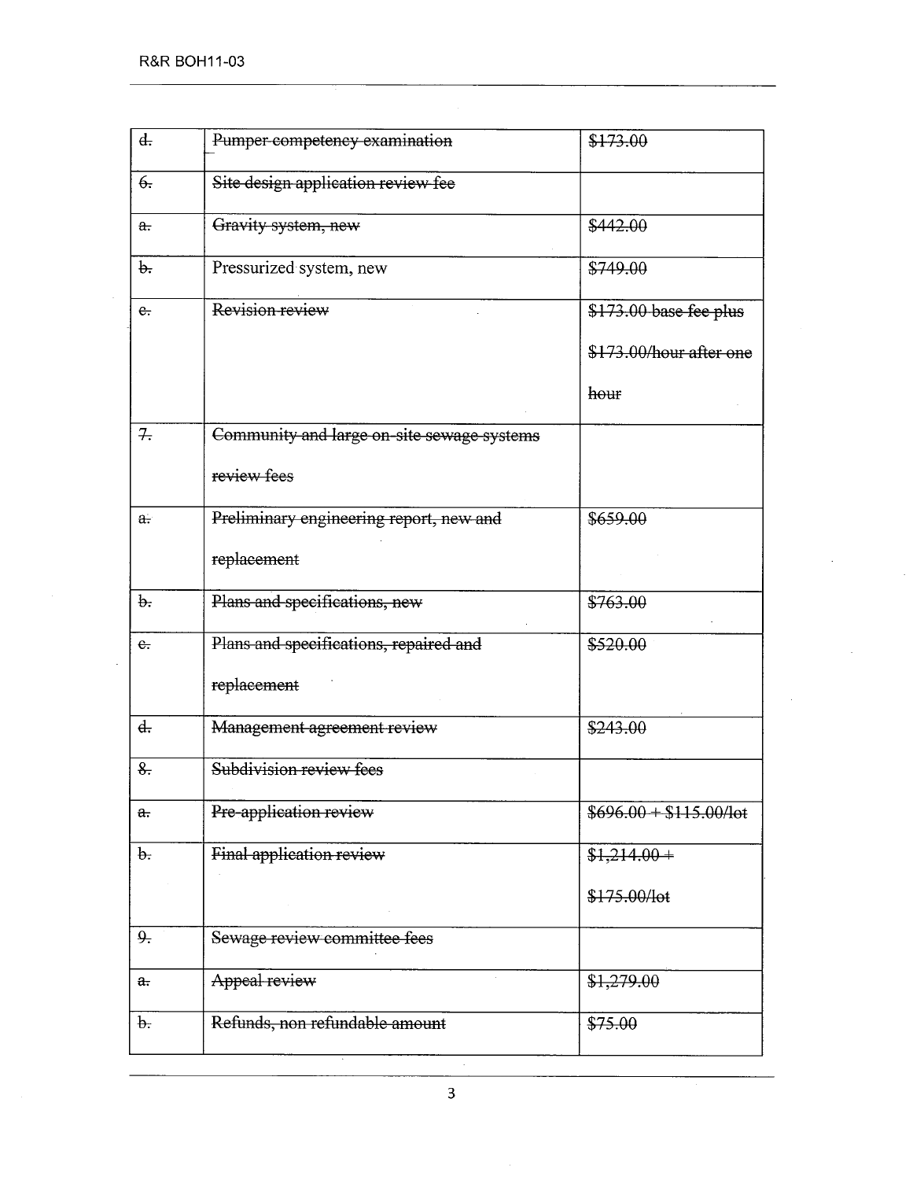| ~~d.~~ | ~~Pumper competency examination~~ | ~~$173.00~~ |
|---|---|---|
| ~~6.~~ | ~~Site design application review fee~~ | |
| ~~a.~~ | ~~Gravity system, new~~ | ~~$442.00~~ |
| ~~b.~~ | Pressurized system, new | ~~$749.00~~ |
| ~~c.~~ | ~~Revision review~~ | ~~$173.00 base fee plus $173.00/hour after one hour~~ |
| ~~7.~~ | ~~Community and large on-site sewage systems review fees~~ | |
| ~~a.~~ | ~~Preliminary engineering report, new and replacement~~ | ~~$659.00~~ |
| ~~b.~~ | ~~Plans and specifications, new~~ | ~~$763.00~~ |
| ~~c.~~ | ~~Plans and specifications, repaired and replacement~~ | ~~$520.00~~ |
| ~~d.~~ | ~~Management agreement review~~ | ~~$243.00~~ |
| ~~8.~~ | ~~Subdivision review fees~~ | |
| ~~a.~~ | ~~Pre-application review~~ | ~~$696.00 + $115.00/lot~~ |
| ~~b.~~ | ~~Final application review~~ | ~~$1,214.00 + $175.00/lot~~ |
| ~~9.~~ | ~~Sewage review committee fees~~ | |
| ~~a.~~ | ~~Appeal review~~ | ~~$1,279.00~~ |
| ~~b.~~ | ~~Refunds, non refundable amount~~ | ~~$75.00~~ |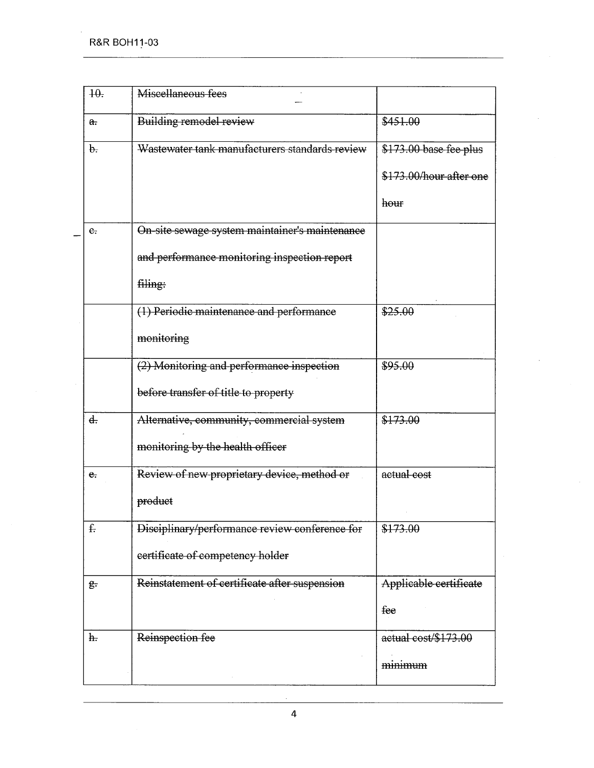| ~~10.~~ | ~~Miscellaneous fees~~ | |
|---|---|---|
| ~~a.~~ | ~~Building remodel review~~ | ~~$451.00~~ |
| ~~b.~~ | ~~Wastewater tank manufacturers standards review~~ | ~~$173.00 base fee plus $173.00/hour after one hour~~ |
| ~~c.~~ | ~~On-site sewage system maintainer's maintenance and performance monitoring inspection report filing:~~ | |
| | ~~(1) Periodic maintenance and performance monitoring~~ | ~~$25.00~~ |
| | ~~(2) Monitoring and performance inspection before transfer of title to property~~ | ~~$95.00~~ |
| ~~d.~~ | ~~Alternative, community, commercial system monitoring by the health officer~~ | ~~$173.00~~ |
| ~~e.~~ | ~~Review of new proprietary device, method or product~~ | ~~actual cost~~ |
| ~~f.~~ | ~~Disciplinary/performance review conference for certificate of competency holder~~ | ~~$173.00~~ |
| ~~g.~~ | ~~Reinstatement of certificate after suspension~~ | ~~Applicable certificate fee~~ |
| ~~h.~~ | ~~Reinspection fee~~ | ~~actual cost/$173.00 minimum~~ |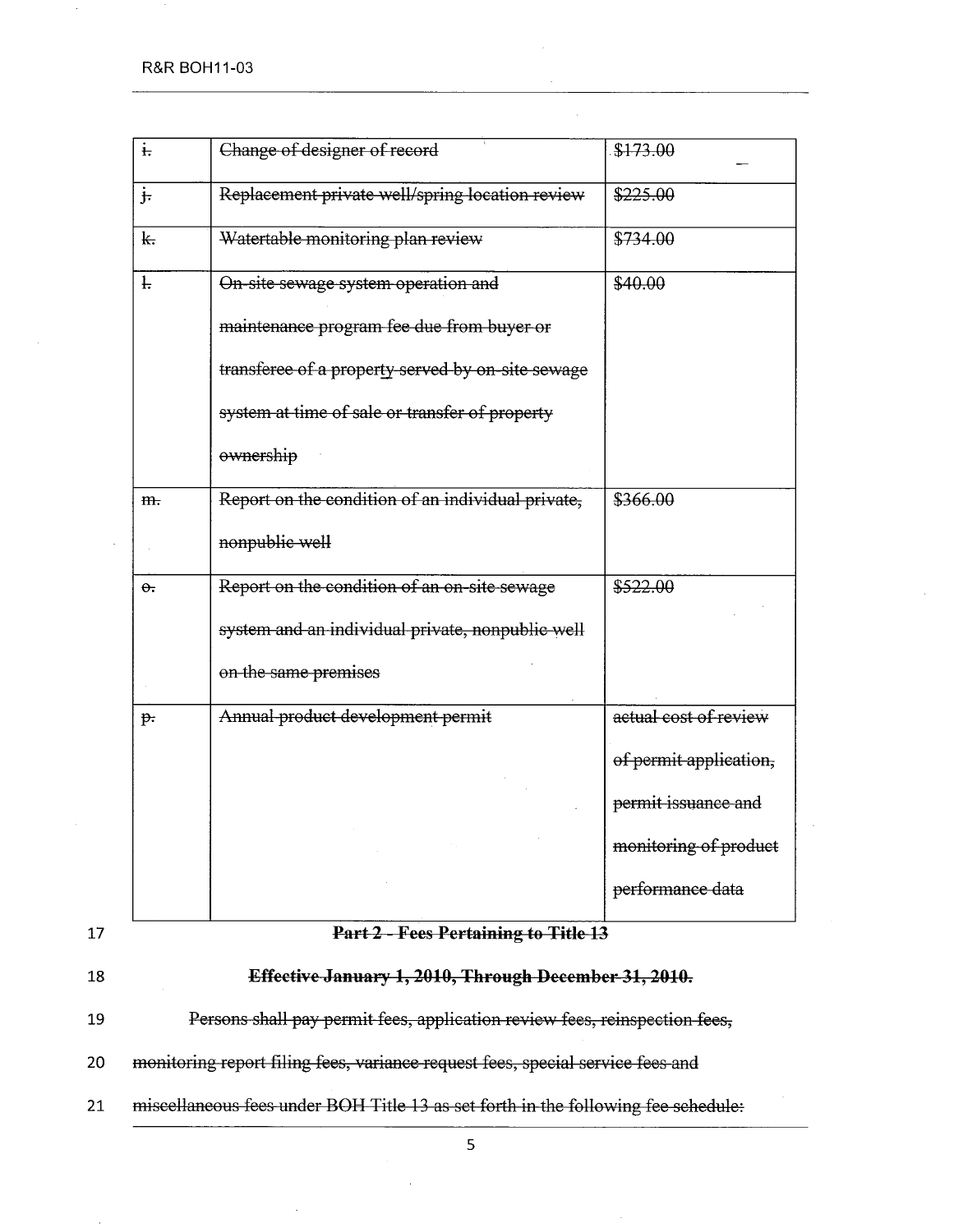| ~~i.~~ | ~~Change of designer of record~~ | ~~$173.00~~ |
|---|---|---|
| ~~j.~~ | ~~Replacement private well/spring location review~~ | ~~$225.00~~ |
| ~~k.~~ | ~~Watertable monitoring plan review~~ | ~~$734.00~~ |
| ~~l.~~ | ~~On-site sewage system operation and maintenance program fee due from buyer or transferee of a property served by on-site sewage system at time of sale or transfer of property ownership~~ | ~~$40.00~~ |
| ~~m.~~ | ~~Report on the condition of an individual private, nonpublic well~~ | ~~$366.00~~ |
| ~~o.~~ | ~~Report on the condition of an on-site sewage system and an individual private, nonpublic well on the same premises~~ | ~~$522.00~~ |
| ~~p.~~ | ~~Annual product development permit~~ | ~~actual cost of review of permit application, permit issuance and monitoring of product performance data~~ |

17 **~~Part 2 - Fees Pertaining to Title 13~~**

18 **~~Effective January 1, 2010, Through December 31, 2010.~~**

19 ~~Persons shall pay permit fees, application review fees, reinspection fees,~~

20 ~~monitoring report filing fees, variance request fees, special service fees and~~

21 ~~miscellaneous fees under BOH Title 13 as set forth in the following fee schedule:~~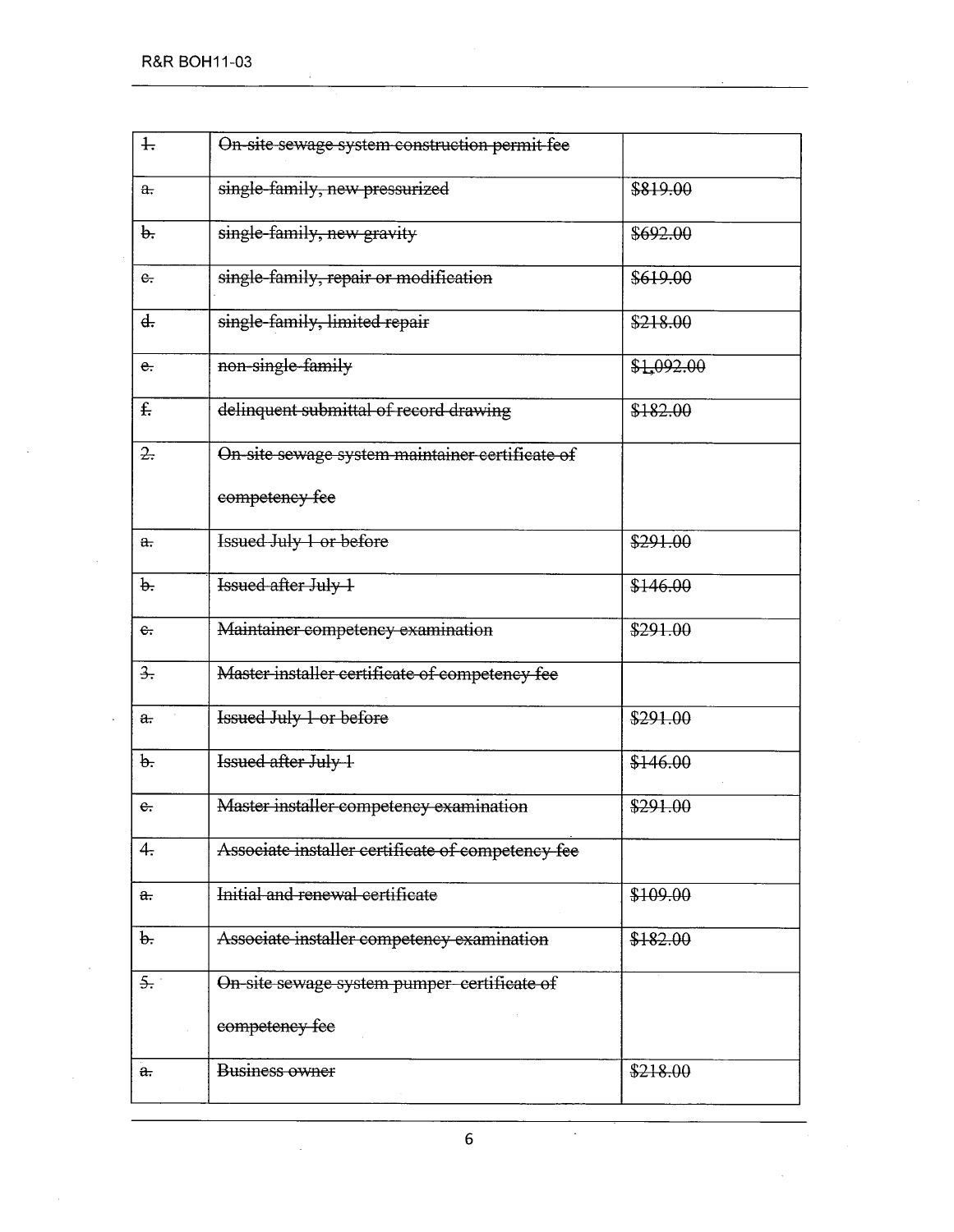| ~~1.~~ | ~~On-site sewage system construction permit fee~~ | |
|---|---|---|
| ~~a.~~ | ~~single-family, new pressurized~~ | ~~$819.00~~ |
| ~~b.~~ | ~~single-family, new gravity~~ | ~~$692.00~~ |
| ~~c.~~ | ~~single-family, repair or modification~~ | ~~$619.00~~ |
| ~~d.~~ | ~~single-family, limited repair~~ | ~~$218.00~~ |
| ~~e.~~ | ~~non-single-family~~ | ~~$1,092.00~~ |
| ~~f.~~ | ~~delinquent submittal of record drawing~~ | ~~$182.00~~ |
| ~~2.~~ | ~~On-site sewage system maintainer certificate of competency fee~~ | |
| ~~a.~~ | ~~Issued July 1 or before~~ | ~~$291.00~~ |
| ~~b.~~ | ~~Issued after July 1~~ | ~~$146.00~~ |
| ~~c.~~ | ~~Maintainer competency examination~~ | ~~$291.00~~ |
| ~~3.~~ | ~~Master installer certificate of competency fee~~ | |
| ~~a.~~ | ~~Issued July 1 or before~~ | ~~$291.00~~ |
| ~~b.~~ | ~~Issued after July 1~~ | ~~$146.00~~ |
| ~~c.~~ | ~~Master installer competency examination~~ | ~~$291.00~~ |
| ~~4.~~ | ~~Associate installer certificate of competency fee~~ | |
| ~~a.~~ | ~~Initial and renewal certificate~~ | ~~$109.00~~ |
| ~~b.~~ | ~~Associate installer competency examination~~ | ~~$182.00~~ |
| ~~5.~~ | ~~On-site sewage system pumper certificate of competency fee~~ | |
| ~~a.~~ | ~~Business owner~~ | ~~$218.00~~ |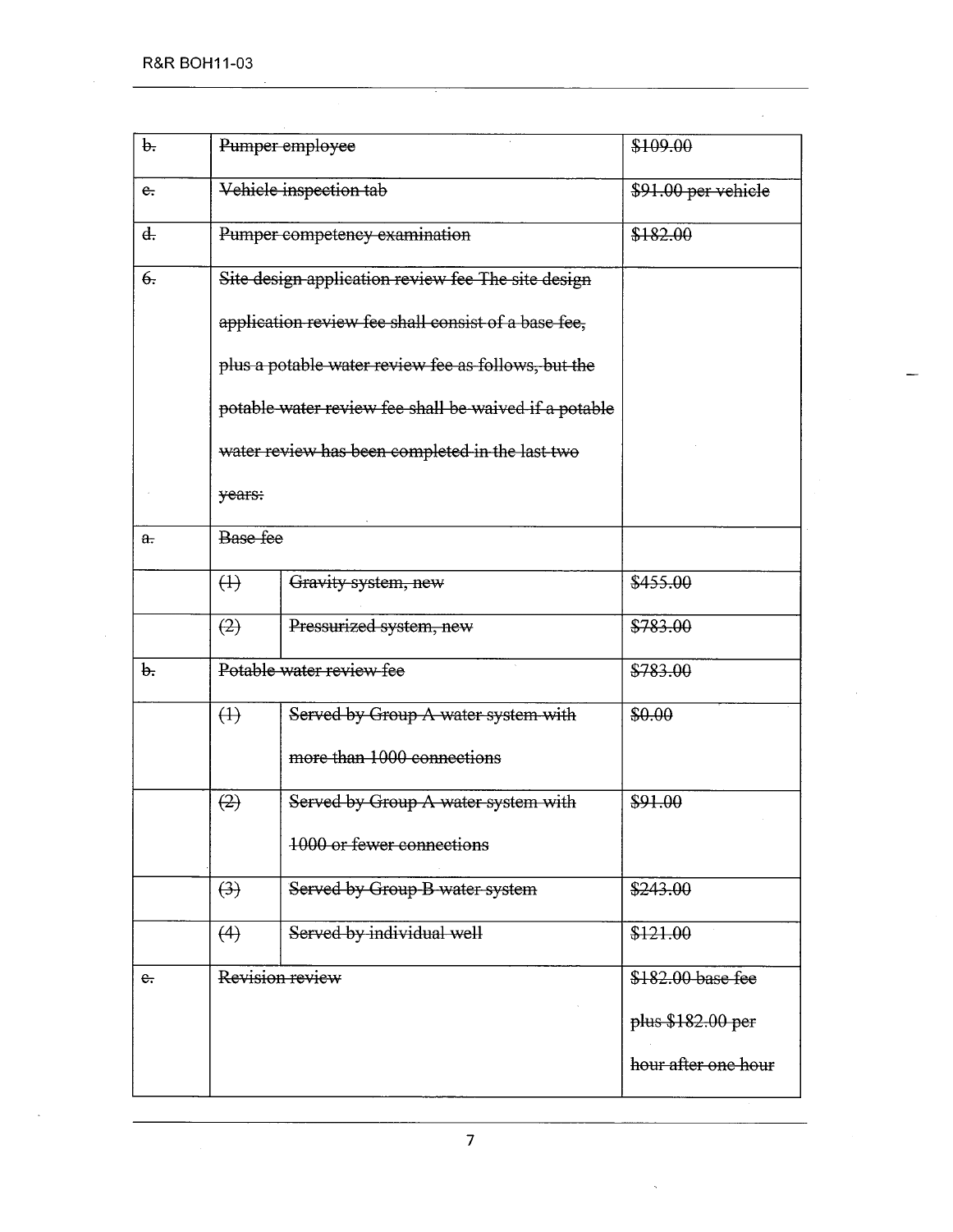| ~~b.~~ | ~~Pumper employee~~ | | ~~$109.00~~ |
|---|---|---|---|
| ~~c.~~ | ~~Vehicle inspection tab~~ | | ~~$91.00 per vehicle~~ |
| ~~d.~~ | ~~Pumper competency examination~~ | | ~~$182.00~~ |
| ~~6.~~ | ~~Site design application review fee The site design application review fee shall consist of a base fee, plus a potable water review fee as follows, but the potable water review fee shall be waived if a potable water review has been completed in the last two years:~~ | | |
| ~~a.~~ | ~~Base fee~~ | | |
| | ~~(1)~~ | ~~Gravity system, new~~ | ~~$455.00~~ |
| | ~~(2)~~ | ~~Pressurized system, new~~ | ~~$783.00~~ |
| ~~b.~~ | ~~Potable water review fee~~ | | ~~$783.00~~ |
| | ~~(1)~~ | ~~Served by Group A water system with more than 1000 connections~~ | ~~$0.00~~ |
| | ~~(2)~~ | ~~Served by Group A water system with 1000 or fewer connections~~ | ~~$91.00~~ |
| | ~~(3)~~ | ~~Served by Group B water system~~ | ~~$243.00~~ |
| | ~~(4)~~ | ~~Served by individual well~~ | ~~$121.00~~ |
| ~~c.~~ | ~~Revision review~~ | | ~~$182.00 base fee plus $182.00 per hour after one hour~~ |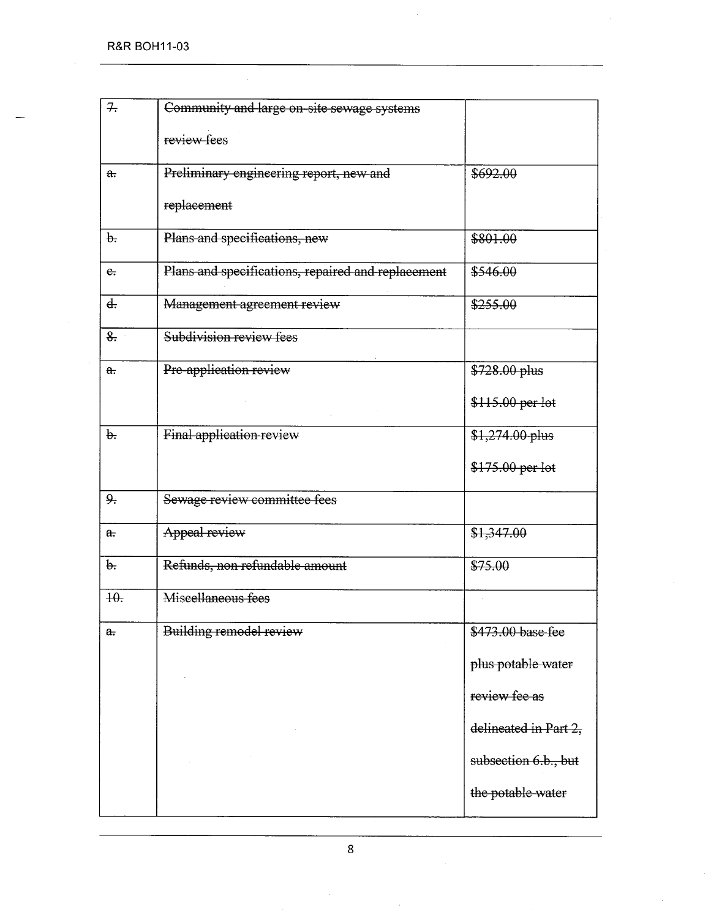| ~~7.~~ | ~~Community and large on-site sewage systems review fees~~ | |
|---|---|---|
| ~~a.~~ | ~~Preliminary engineering report, new and replacement~~ | ~~$692.00~~ |
| ~~b.~~ | ~~Plans and specifications, new~~ | ~~$801.00~~ |
| ~~c.~~ | ~~Plans and specifications, repaired and replacement~~ | ~~$546.00~~ |
| ~~d.~~ | ~~Management agreement review~~ | ~~$255.00~~ |
| ~~8.~~ | ~~Subdivision review fees~~ | |
| ~~a.~~ | ~~Pre-application review~~ | ~~$728.00 plus $115.00 per lot~~ |
| ~~b.~~ | ~~Final application review~~ | ~~$1,274.00 plus $175.00 per lot~~ |
| ~~9.~~ | ~~Sewage review committee fees~~ | |
| ~~a.~~ | ~~Appeal review~~ | ~~$1,347.00~~ |
| ~~b.~~ | ~~Refunds, non refundable amount~~ | ~~$75.00~~ |
| ~~10.~~ | ~~Miscellaneous fees~~ | |
| ~~a.~~ | ~~Building remodel review~~ | ~~$473.00 base fee plus potable water review fee as delineated in Part 2, subsection 6.b., but the potable water~~ |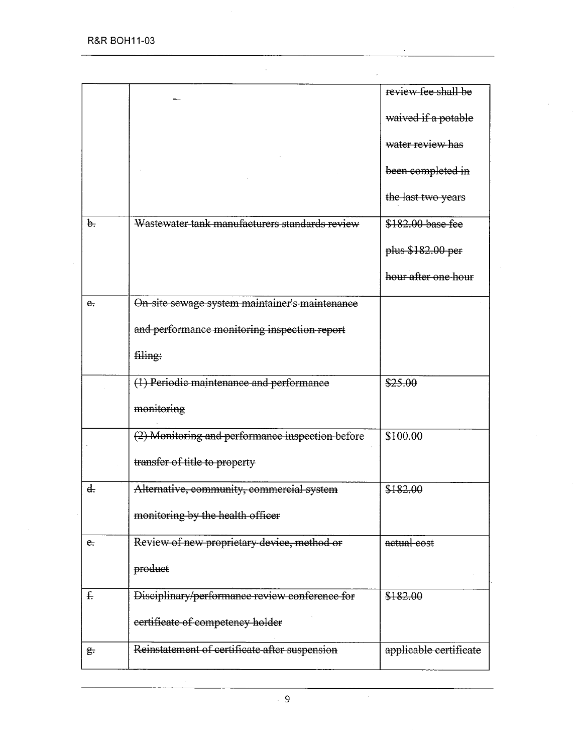|  |  | ~~review fee shall be waived if a potable water review has been completed in the last two years~~ |
|---|---|---|
| ~~b.~~ | ~~Wastewater tank manufacturers standards review~~ | ~~$182.00 base fee plus $182.00 per hour after one hour~~ |
| ~~c.~~ | ~~On-site sewage system maintainer's maintenance and performance monitoring inspection report filing:~~ |  |
|  | ~~(1) Periodic maintenance and performance monitoring~~ | ~~$25.00~~ |
|  | ~~(2) Monitoring and performance inspection before transfer of title to property~~ | ~~$100.00~~ |
| ~~d.~~ | ~~Alternative, community, commercial system monitoring by the health officer~~ | ~~$182.00~~ |
| ~~e.~~ | ~~Review of new proprietary device, method or product~~ | ~~actual cost~~ |
| ~~f.~~ | ~~Disciplinary/performance review conference for certificate of competency holder~~ | ~~$182.00~~ |
| ~~g.~~ | ~~Reinstatement of certificate after suspension~~ | ~~applicable certificate~~ |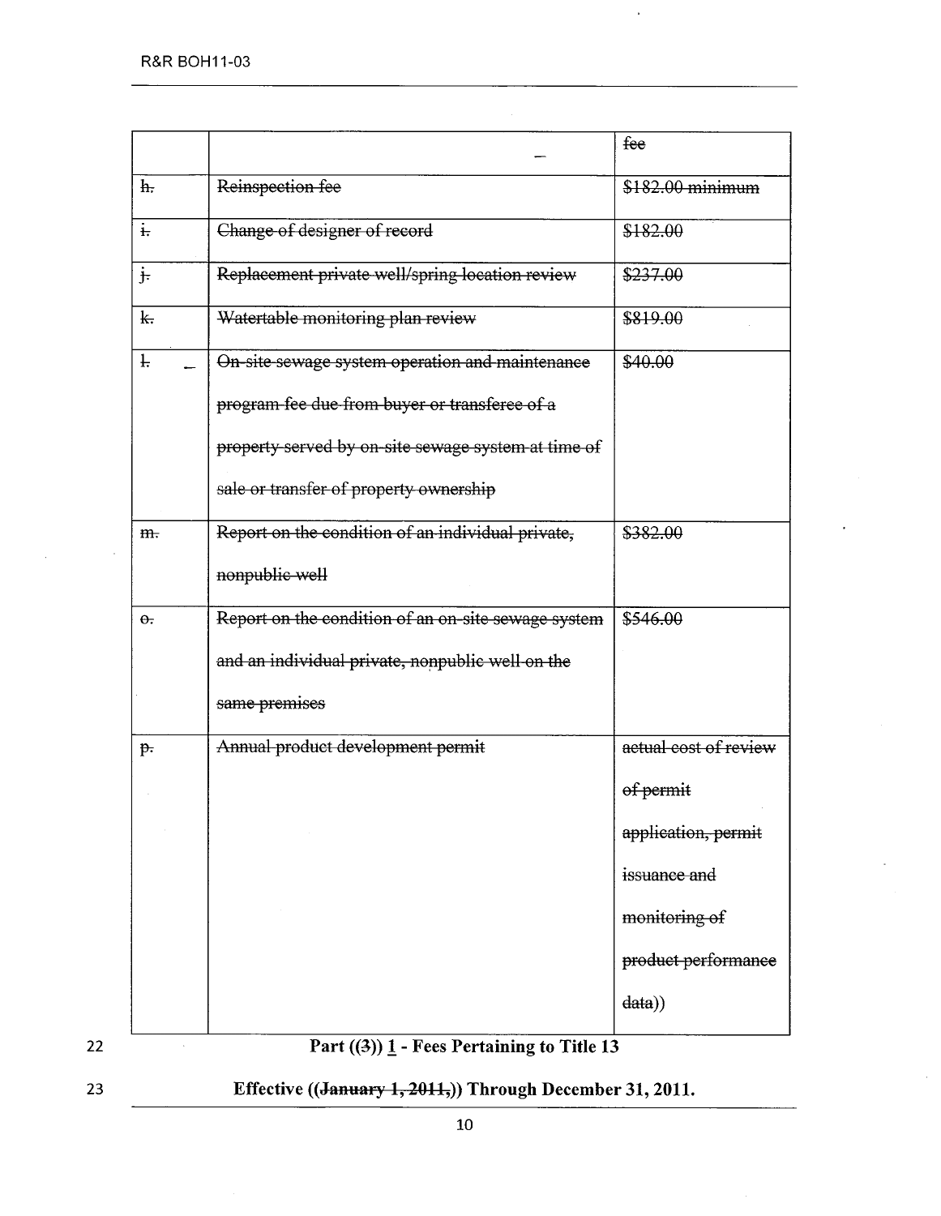| | | ~~fee~~ |
|---|---|---|
| ~~h.~~ | ~~Reinspection fee~~ | ~~$182.00 minimum~~ |
| ~~i.~~ | ~~Change of designer of record~~ | ~~$182.00~~ |
| ~~j.~~ | ~~Replacement private well/spring location review~~ | ~~$237.00~~ |
| ~~k.~~ | ~~Watertable monitoring plan review~~ | ~~$819.00~~ |
| ~~l.~~ | ~~On-site sewage system operation and maintenance program fee due from buyer or transferee of a property served by on-site sewage system at time of sale or transfer of property ownership~~ | ~~$40.00~~ |
| ~~m.~~ | ~~Report on the condition of an individual private, nonpublic well~~ | ~~$382.00~~ |
| ~~o.~~ | ~~Report on the condition of an on-site sewage system and an individual private, nonpublic well on the same premises~~ | ~~$546.00~~ |
| ~~p.~~ | ~~Annual product development permit~~ | ~~actual cost of review of permit application, permit issuance and monitoring of product performance data~~)) |

**Part ((3)) 1 - Fees Pertaining to Title 13**

**Effective ((~~January 1, 2011,~~)) Through December 31, 2011.**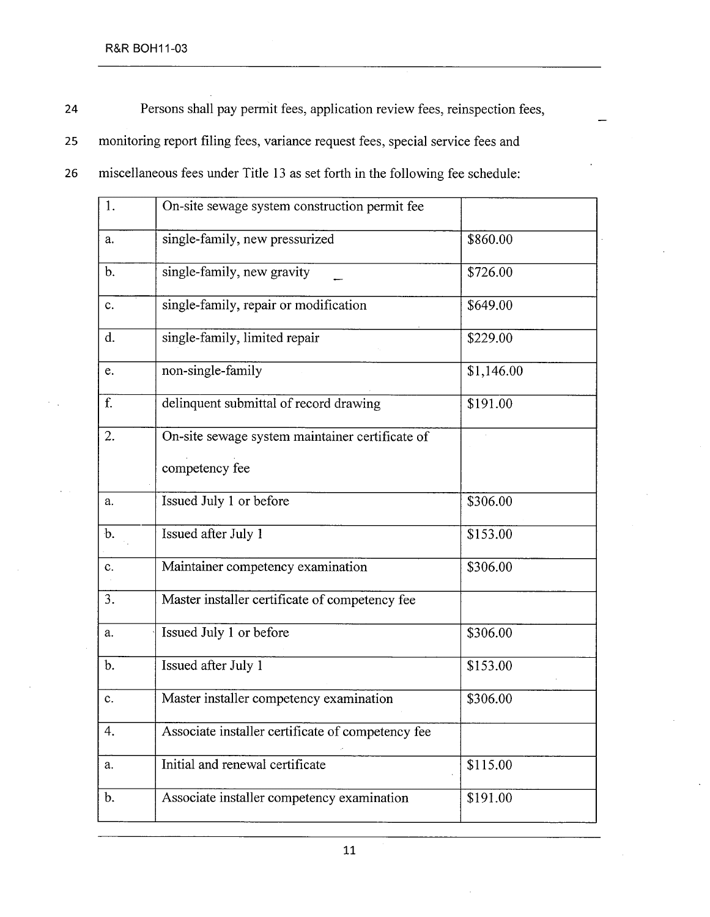Persons shall pay permit fees, application review fees, reinspection fees, monitoring report filing fees, variance request fees, special service fees and miscellaneous fees under Title 13 as set forth in the following fee schedule:

| 1. | On-site sewage system construction permit fee | |
|---|---|---|
| a. | single-family, new pressurized | $860.00 |
| b. | single-family, new gravity | $726.00 |
| c. | single-family, repair or modification | $649.00 |
| d. | single-family, limited repair | $229.00 |
| e. | non-single-family | $1,146.00 |
| f. | delinquent submittal of record drawing | $191.00 |
| 2. | On-site sewage system maintainer certificate of competency fee | |
| a. | Issued July 1 or before | $306.00 |
| b. | Issued after July 1 | $153.00 |
| c. | Maintainer competency examination | $306.00 |
| 3. | Master installer certificate of competency fee | |
| a. | Issued July 1 or before | $306.00 |
| b. | Issued after July 1 | $153.00 |
| c. | Master installer competency examination | $306.00 |
| 4. | Associate installer certificate of competency fee | |
| a. | Initial and renewal certificate | $115.00 |
| b. | Associate installer competency examination | $191.00 |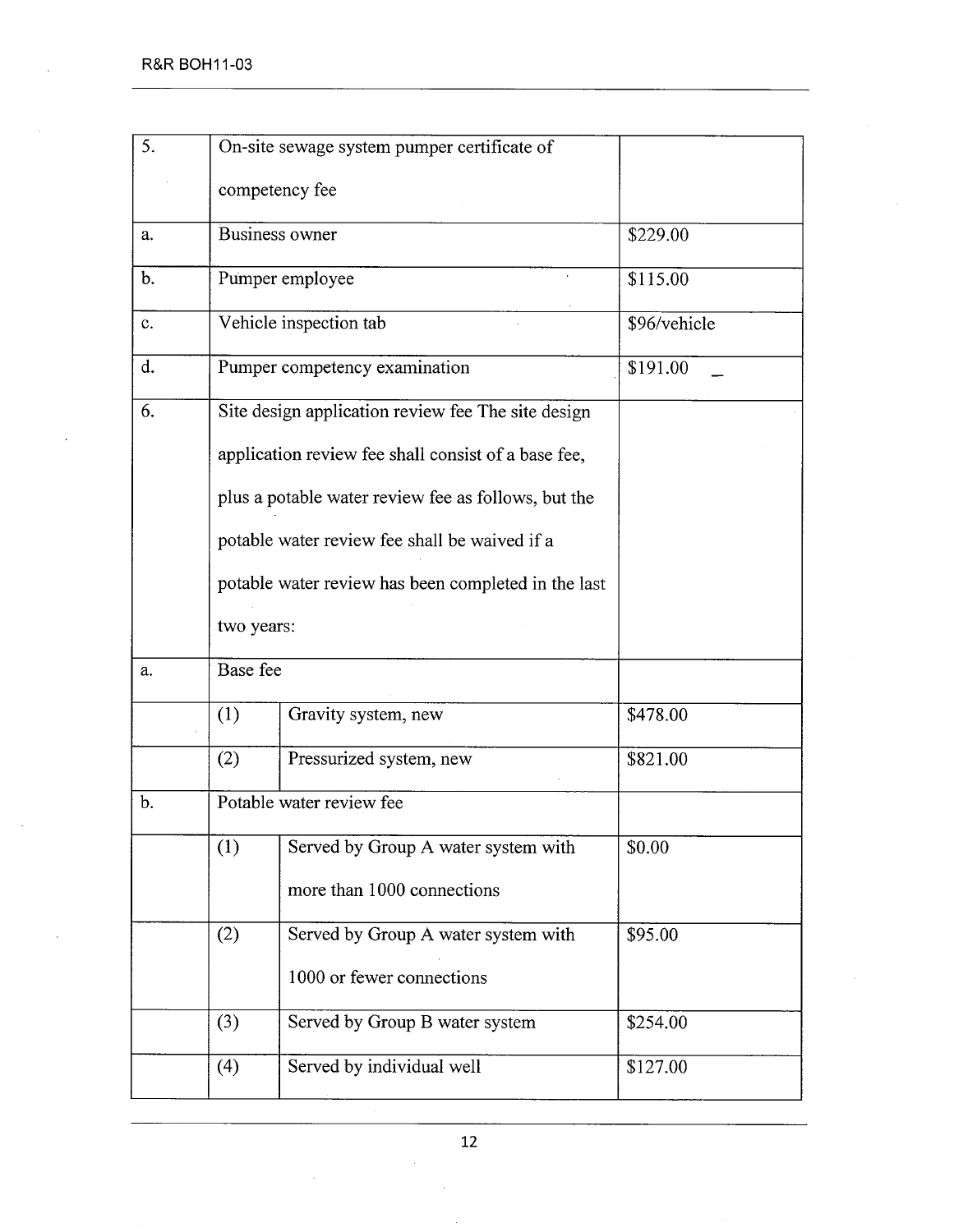| | | | |
|---|---|---|---|
| 5. | On-site sewage system pumper certificate of competency fee | | |
| a. | Business owner | | $229.00 |
| b. | Pumper employee | | $115.00 |
| c. | Vehicle inspection tab | | $96/vehicle |
| d. | Pumper competency examination | | $191.00 |
| 6. | Site design application review fee The site design application review fee shall consist of a base fee, plus a potable water review fee as follows, but the potable water review fee shall be waived if a potable water review has been completed in the last two years: | | |
| a. | Base fee | | |
| | (1) | Gravity system, new | $478.00 |
| | (2) | Pressurized system, new | $821.00 |
| b. | Potable water review fee | | |
| | (1) | Served by Group A water system with more than 1000 connections | $0.00 |
| | (2) | Served by Group A water system with 1000 or fewer connections | $95.00 |
| | (3) | Served by Group B water system | $254.00 |
| | (4) | Served by individual well | $127.00 |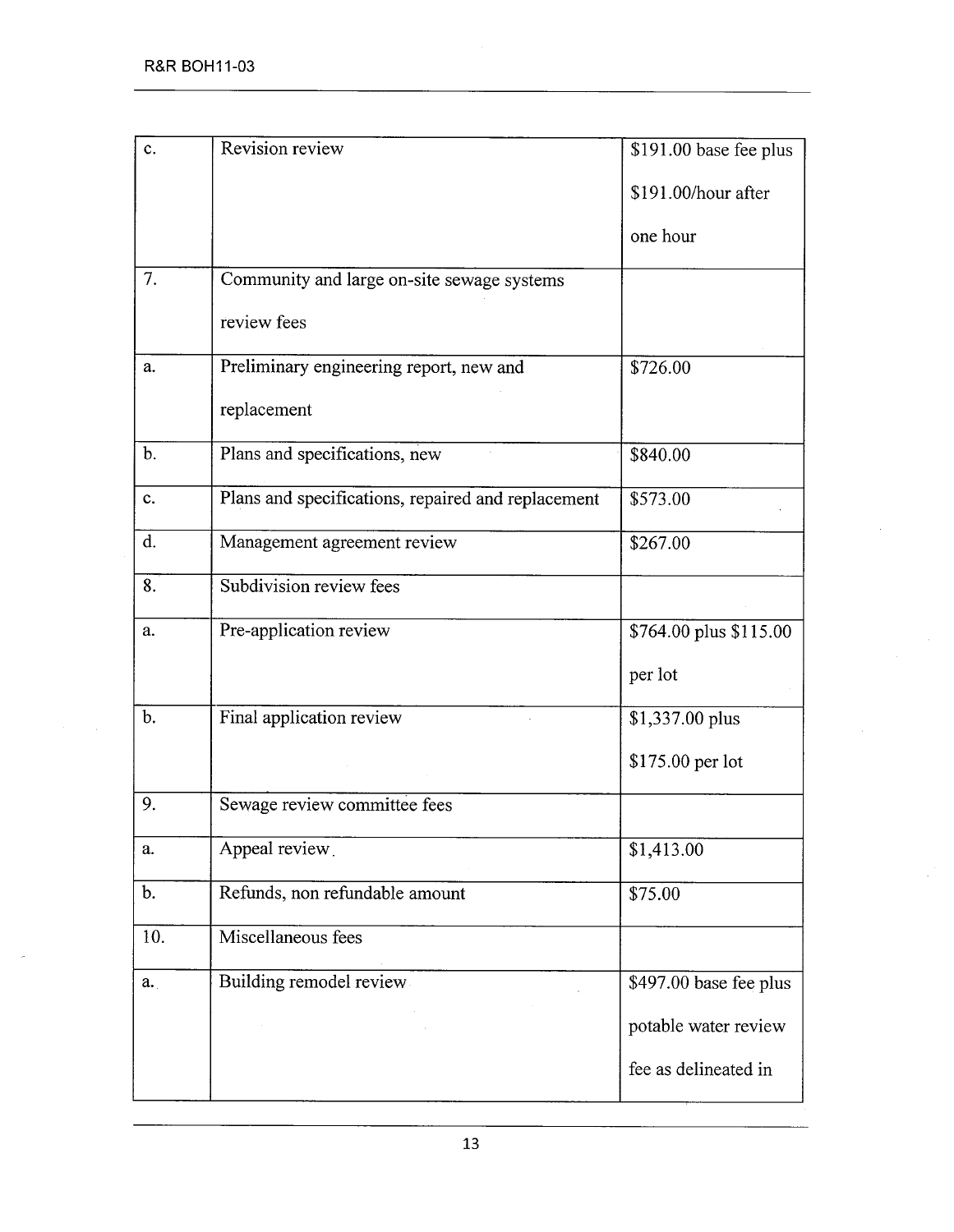| | | |
|---|---|---|
| c. | Revision review | $191.00 base fee plus $191.00/hour after one hour |
| 7. | Community and large on-site sewage systems review fees | |
| a. | Preliminary engineering report, new and replacement | $726.00 |
| b. | Plans and specifications, new | $840.00 |
| c. | Plans and specifications, repaired and replacement | $573.00 |
| d. | Management agreement review | $267.00 |
| 8. | Subdivision review fees | |
| a. | Pre-application review | $764.00 plus $115.00 per lot |
| b. | Final application review | $1,337.00 plus $175.00 per lot |
| 9. | Sewage review committee fees | |
| a. | Appeal review | $1,413.00 |
| b. | Refunds, non refundable amount | $75.00 |
| 10. | Miscellaneous fees | |
| a. | Building remodel review | $497.00 base fee plus potable water review fee as delineated in |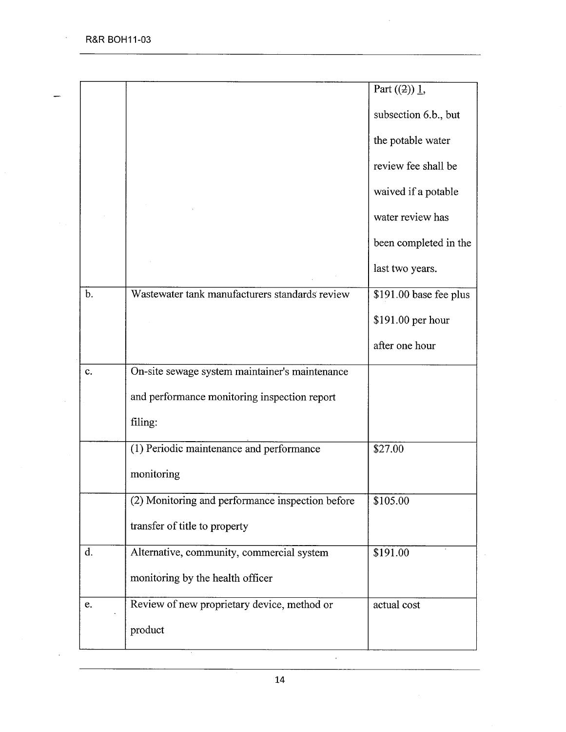| | | |
|---|---|---|
| | | Part ((~~2~~)) 1, subsection 6.b., but the potable water review fee shall be waived if a potable water review has been completed in the last two years. |
| b. | Wastewater tank manufacturers standards review | $191.00 base fee plus $191.00 per hour after one hour |
| c. | On-site sewage system maintainer's maintenance and performance monitoring inspection report filing: | |
| | (1) Periodic maintenance and performance monitoring | $27.00 |
| | (2) Monitoring and performance inspection before transfer of title to property | $105.00 |
| d. | Alternative, community, commercial system monitoring by the health officer | $191.00 |
| e. | Review of new proprietary device, method or product | actual cost |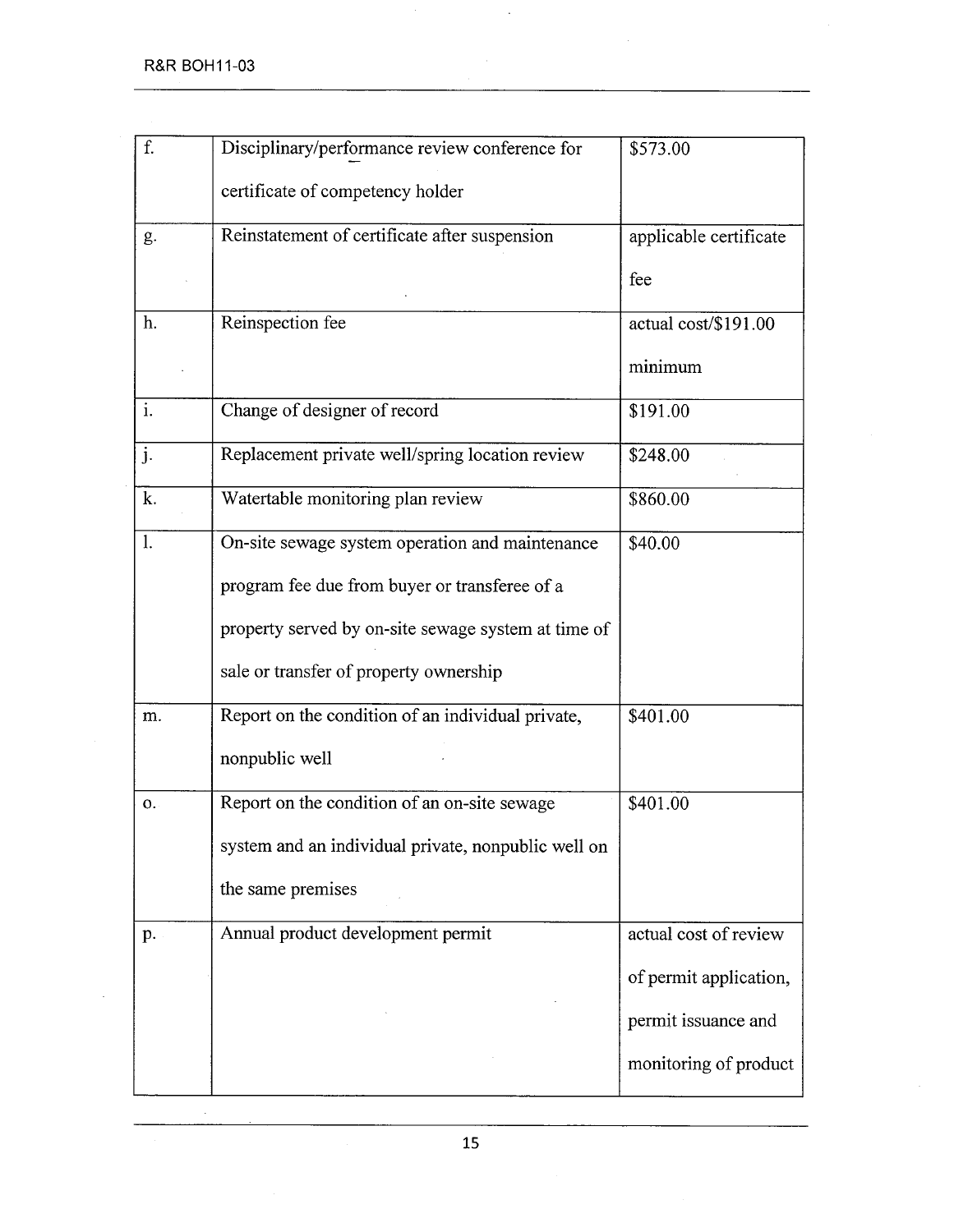| | | |
|---|---|---|
| f. | Disciplinary/performance review conference for certificate of competency holder | $573.00 |
| g. | Reinstatement of certificate after suspension | applicable certificate fee |
| h. | Reinspection fee | actual cost/$191.00 minimum |
| i. | Change of designer of record | $191.00 |
| j. | Replacement private well/spring location review | $248.00 |
| k. | Watertable monitoring plan review | $860.00 |
| l. | On-site sewage system operation and maintenance program fee due from buyer or transferee of a property served by on-site sewage system at time of sale or transfer of property ownership | $40.00 |
| m. | Report on the condition of an individual private, nonpublic well | $401.00 |
| o. | Report on the condition of an on-site sewage system and an individual private, nonpublic well on the same premises | $401.00 |
| p. | Annual product development permit | actual cost of review of permit application, permit issuance and monitoring of product |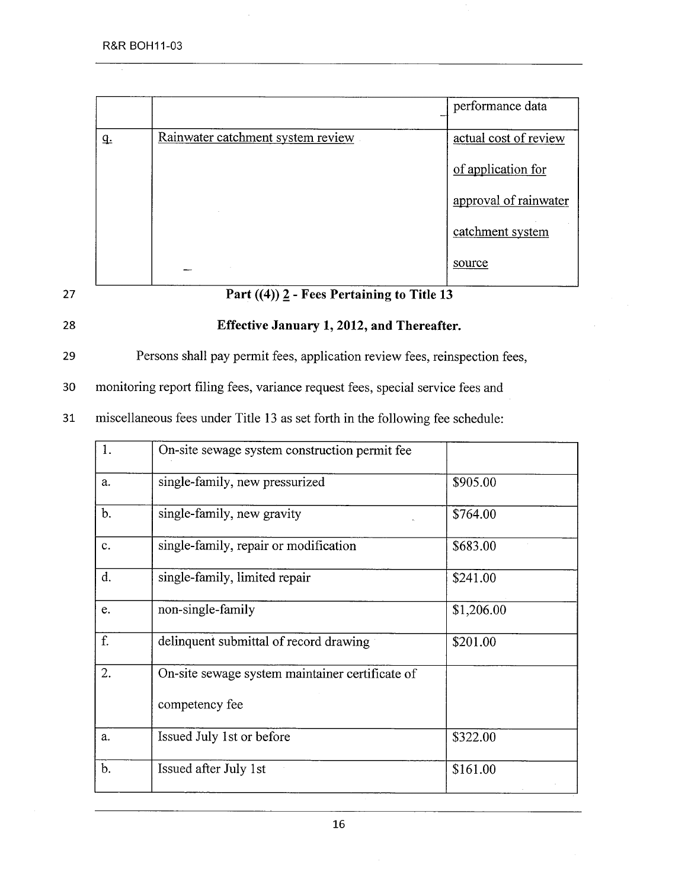| | | performance data |
|---|---|---|
| q. | Rainwater catchment system review | actual cost of review of application for approval of rainwater catchment system source |

**Part ((4)) 2 - Fees Pertaining to Title 13**

**Effective January 1, 2012, and Thereafter.**

Persons shall pay permit fees, application review fees, reinspection fees, monitoring report filing fees, variance request fees, special service fees and miscellaneous fees under Title 13 as set forth in the following fee schedule:

| 1. | On-site sewage system construction permit fee | |
|---|---|---|
| a. | single-family, new pressurized | $905.00 |
| b. | single-family, new gravity | $764.00 |
| c. | single-family, repair or modification | $683.00 |
| d. | single-family, limited repair | $241.00 |
| e. | non-single-family | $1,206.00 |
| f. | delinquent submittal of record drawing | $201.00 |
| 2. | On-site sewage system maintainer certificate of competency fee | |
| a. | Issued July 1st or before | $322.00 |
| b. | Issued after July 1st | $161.00 |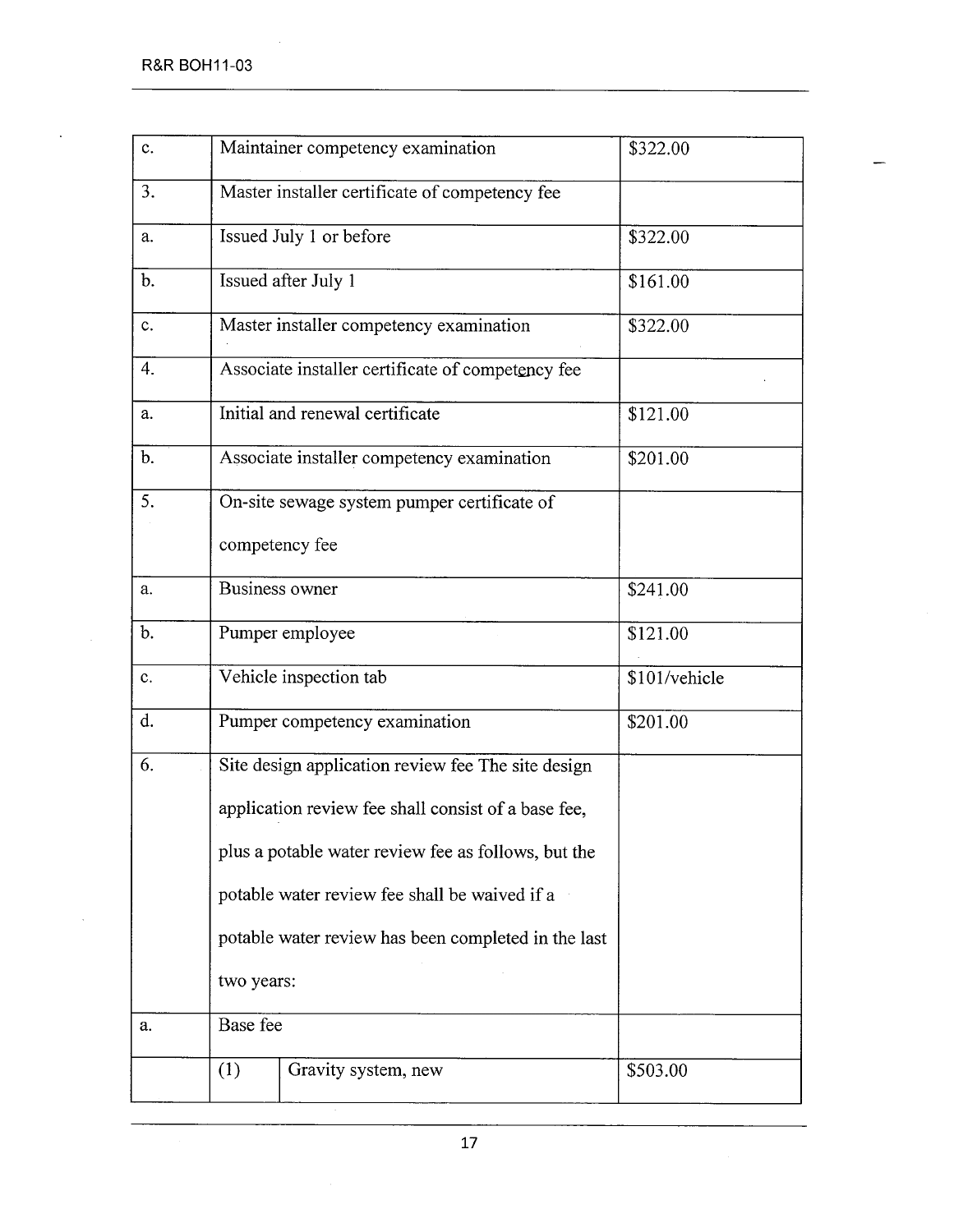| | | |
|---|---|---|
| c. | Maintainer competency examination | $322.00 |
| 3. | Master installer certificate of competency fee | |
| a. | Issued July 1 or before | $322.00 |
| b. | Issued after July 1 | $161.00 |
| c. | Master installer competency examination | $322.00 |
| 4. | Associate installer certificate of competency fee | |
| a. | Initial and renewal certificate | $121.00 |
| b. | Associate installer competency examination | $201.00 |
| 5. | On-site sewage system pumper certificate of competency fee | |
| a. | Business owner | $241.00 |
| b. | Pumper employee | $121.00 |
| c. | Vehicle inspection tab | $101/vehicle |
| d. | Pumper competency examination | $201.00 |
| 6. | Site design application review fee The site design application review fee shall consist of a base fee, plus a potable water review fee as follows, but the potable water review fee shall be waived if a potable water review has been completed in the last two years: | |
| a. | Base fee | |
| | (1) Gravity system, new | $503.00 |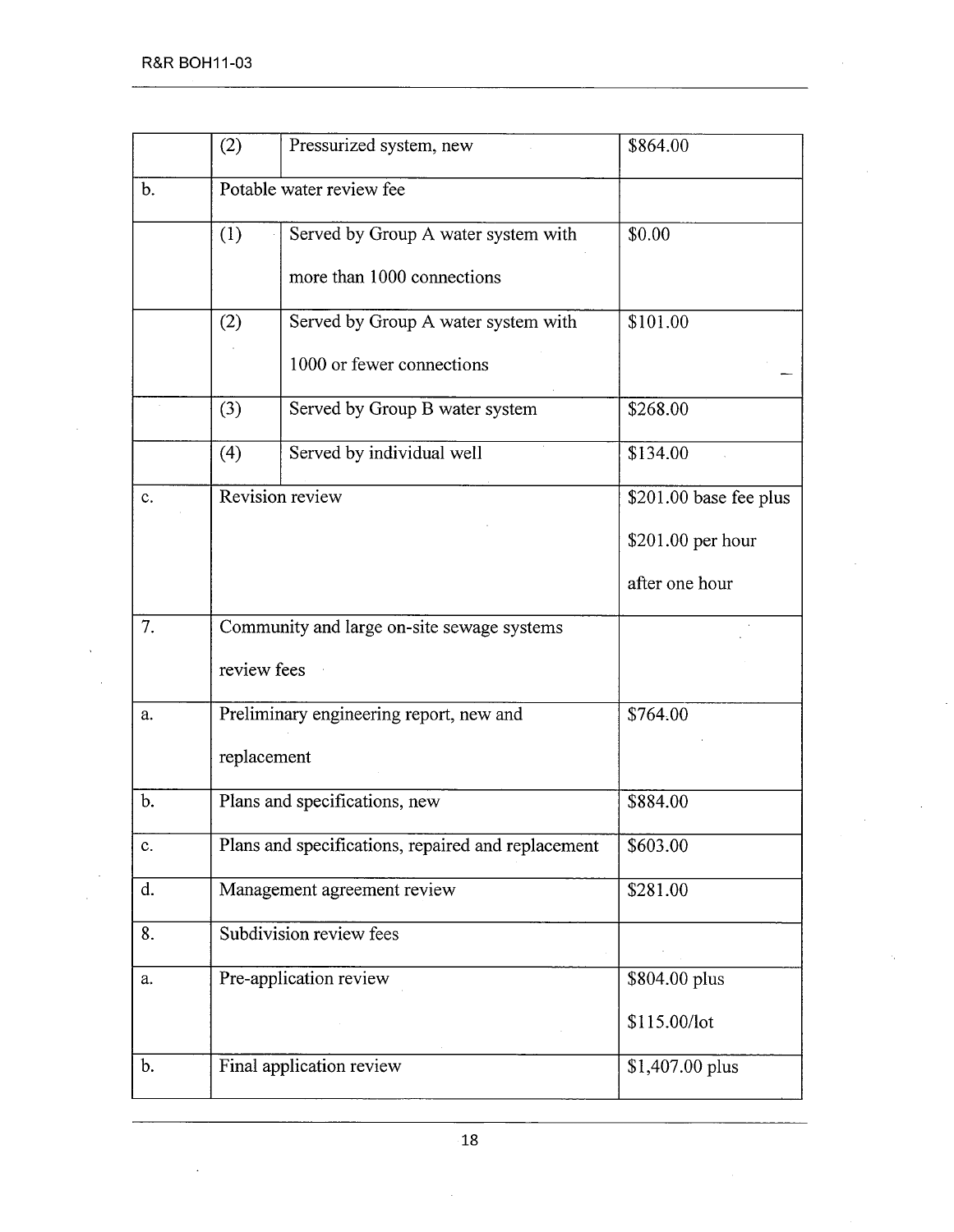| | | | |
|---|---|---|---|
| | (2) | Pressurized system, new | $864.00 |
| b. | Potable water review fee | | |
| | (1) | Served by Group A water system with more than 1000 connections | $0.00 |
| | (2) | Served by Group A water system with 1000 or fewer connections | $101.00 |
| | (3) | Served by Group B water system | $268.00 |
| | (4) | Served by individual well | $134.00 |
| c. | Revision review | | $201.00 base fee plus $201.00 per hour after one hour |
| 7. | Community and large on-site sewage systems review fees | | |
| a. | Preliminary engineering report, new and replacement | | $764.00 |
| b. | Plans and specifications, new | | $884.00 |
| c. | Plans and specifications, repaired and replacement | | $603.00 |
| d. | Management agreement review | | $281.00 |
| 8. | Subdivision review fees | | |
| a. | Pre-application review | | $804.00 plus $115.00/lot |
| b. | Final application review | | $1,407.00 plus |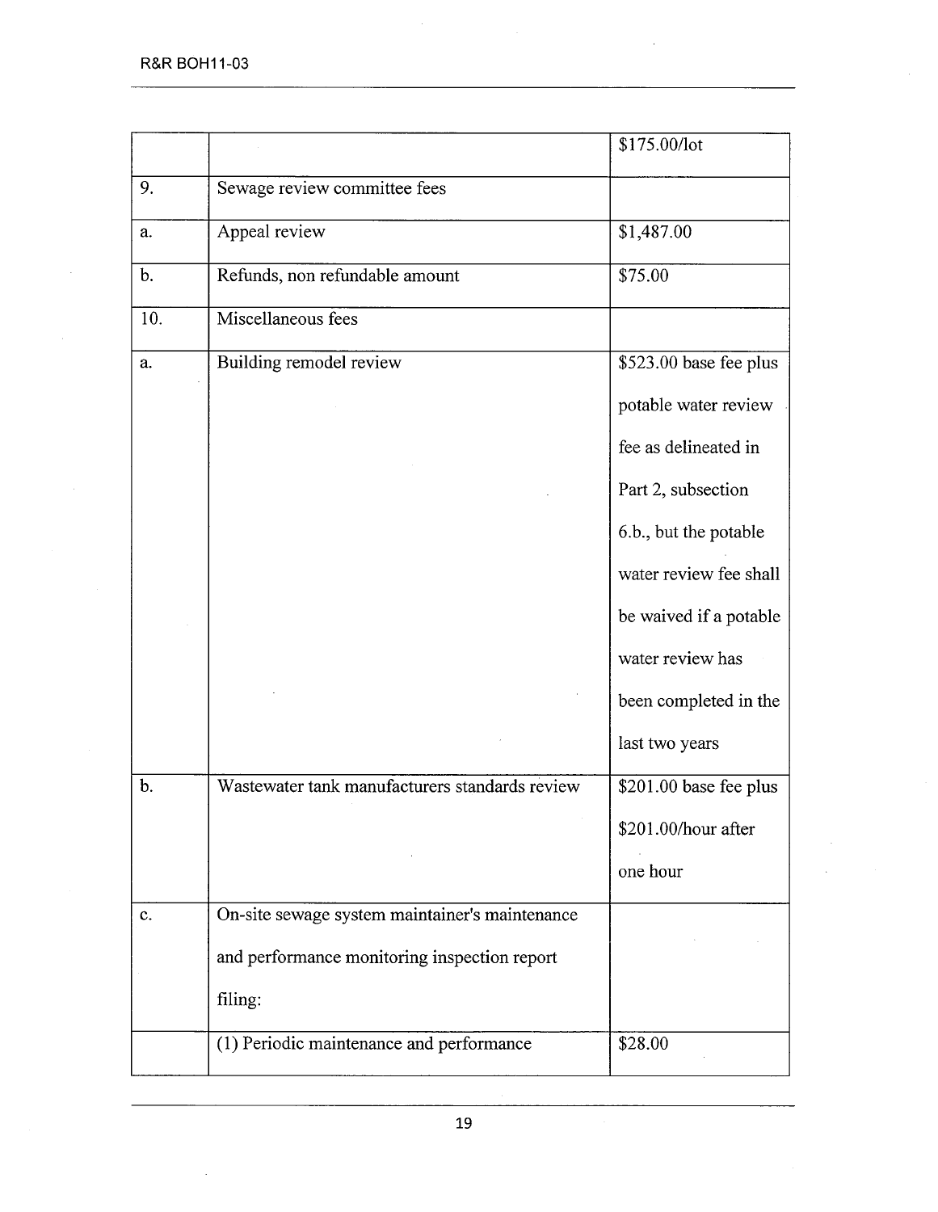| | | |
|---|---|---|
| | | $175.00/lot |
| 9. | Sewage review committee fees | |
| a. | Appeal review | $1,487.00 |
| b. | Refunds, non refundable amount | $75.00 |
| 10. | Miscellaneous fees | |
| a. | Building remodel review | $523.00 base fee plus potable water review fee as delineated in Part 2, subsection 6.b., but the potable water review fee shall be waived if a potable water review has been completed in the last two years |
| b. | Wastewater tank manufacturers standards review | $201.00 base fee plus $201.00/hour after one hour |
| c. | On-site sewage system maintainer's maintenance and performance monitoring inspection report filing: | |
| | (1) Periodic maintenance and performance | $28.00 |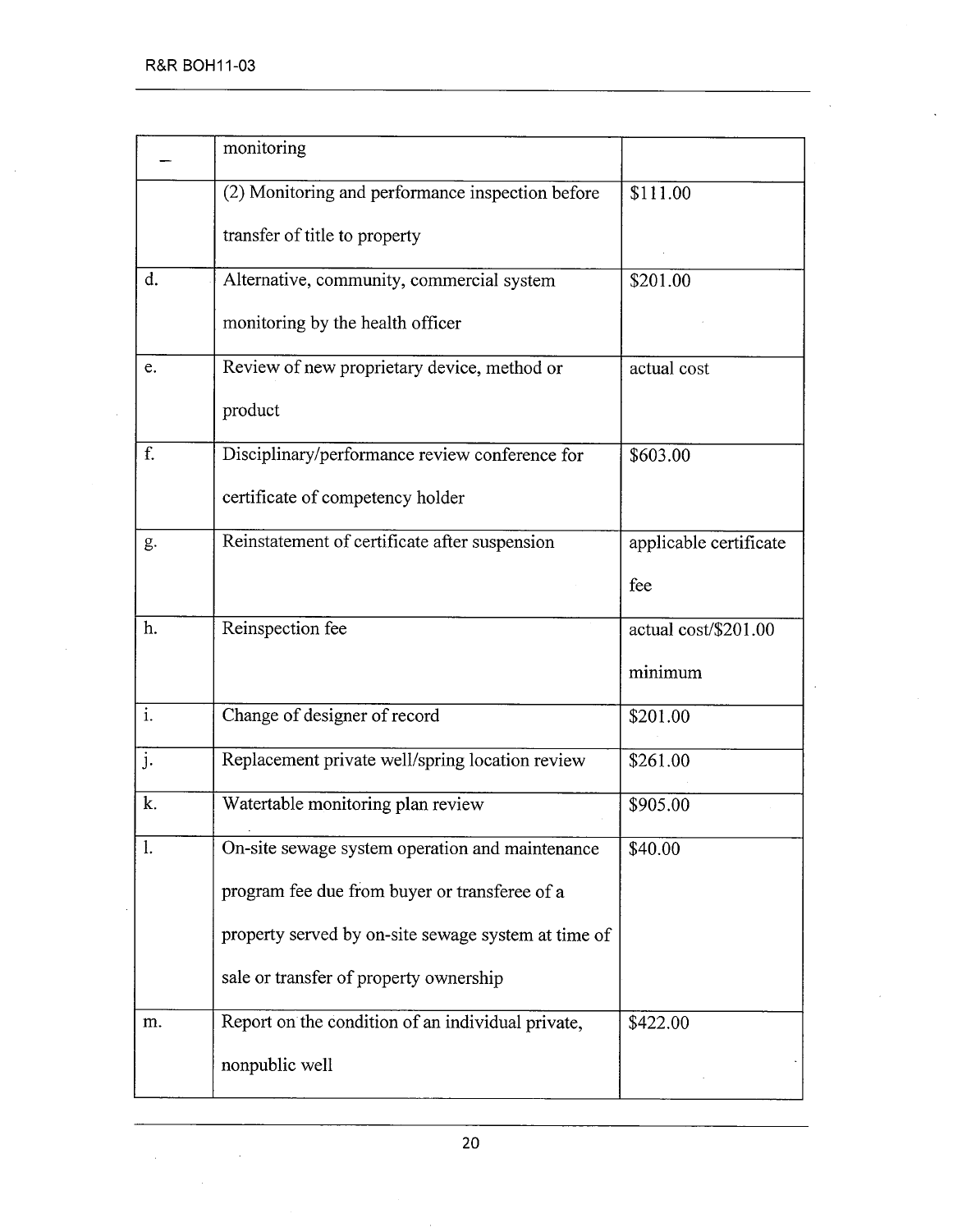| | | |
|---|---|---|
| – | monitoring | |
| | (2) Monitoring and performance inspection before transfer of title to property | $111.00 |
| d. | Alternative, community, commercial system monitoring by the health officer | $201.00 |
| e. | Review of new proprietary device, method or product | actual cost |
| f. | Disciplinary/performance review conference for certificate of competency holder | $603.00 |
| g. | Reinstatement of certificate after suspension | applicable certificate fee |
| h. | Reinspection fee | actual cost/$201.00 minimum |
| i. | Change of designer of record | $201.00 |
| j. | Replacement private well/spring location review | $261.00 |
| k. | Watertable monitoring plan review | $905.00 |
| l. | On-site sewage system operation and maintenance program fee due from buyer or transferee of a property served by on-site sewage system at time of sale or transfer of property ownership | $40.00 |
| m. | Report on the condition of an individual private, nonpublic well | $422.00 |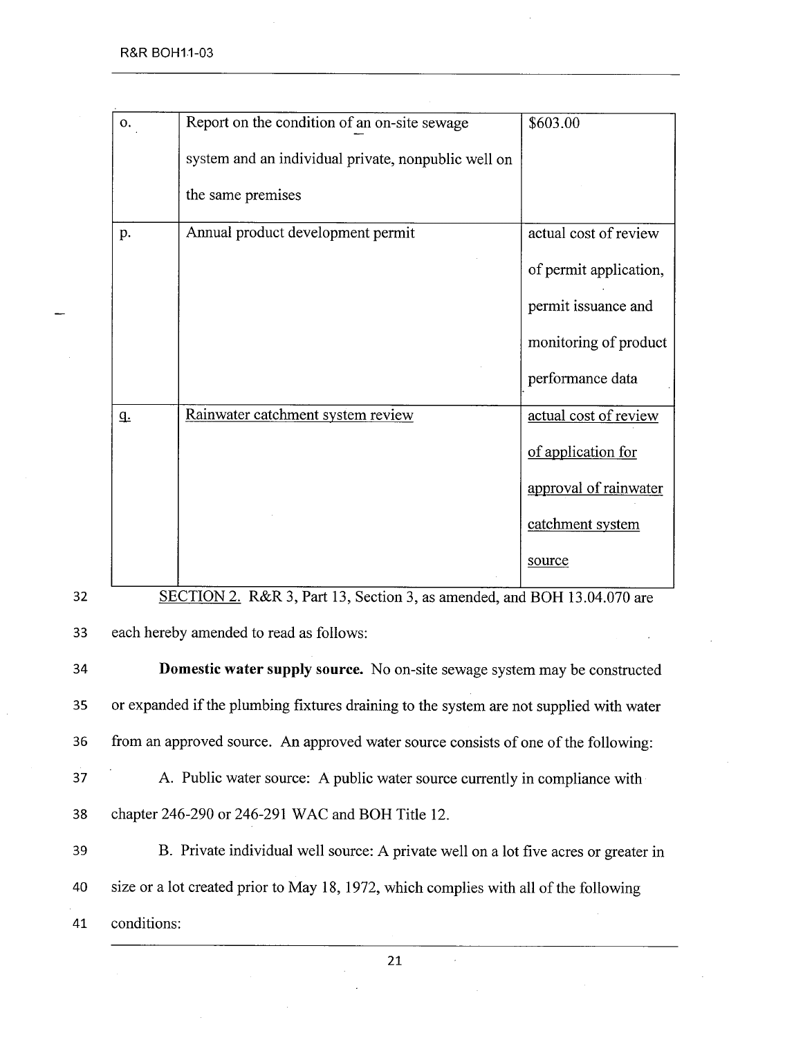| o. | Report on the condition of an on-site sewage system and an individual private, nonpublic well on the same premises | $603.00 |
|---|---|---|
| p. | Annual product development permit | actual cost of review of permit application, permit issuance and monitoring of product performance data |
| <u>q.</u> | <u>Rainwater catchment system review</u> | <u>actual cost of review of application for approval of rainwater catchment system source</u> |

32 <u>SECTION 2.</u> R&R 3, Part 13, Section 3, as amended, and BOH 13.04.070 are
33 each hereby amended to read as follows:

34 **Domestic water supply source.** No on-site sewage system may be constructed
35 or expanded if the plumbing fixtures draining to the system are not supplied with water
36 from an approved source. An approved water source consists of one of the following:

37 A. Public water source: A public water source currently in compliance with
38 chapter 246-290 or 246-291 WAC and BOH Title 12.

39 B. Private individual well source: A private well on a lot five acres or greater in
40 size or a lot created prior to May 18, 1972, which complies with all of the following
41 conditions: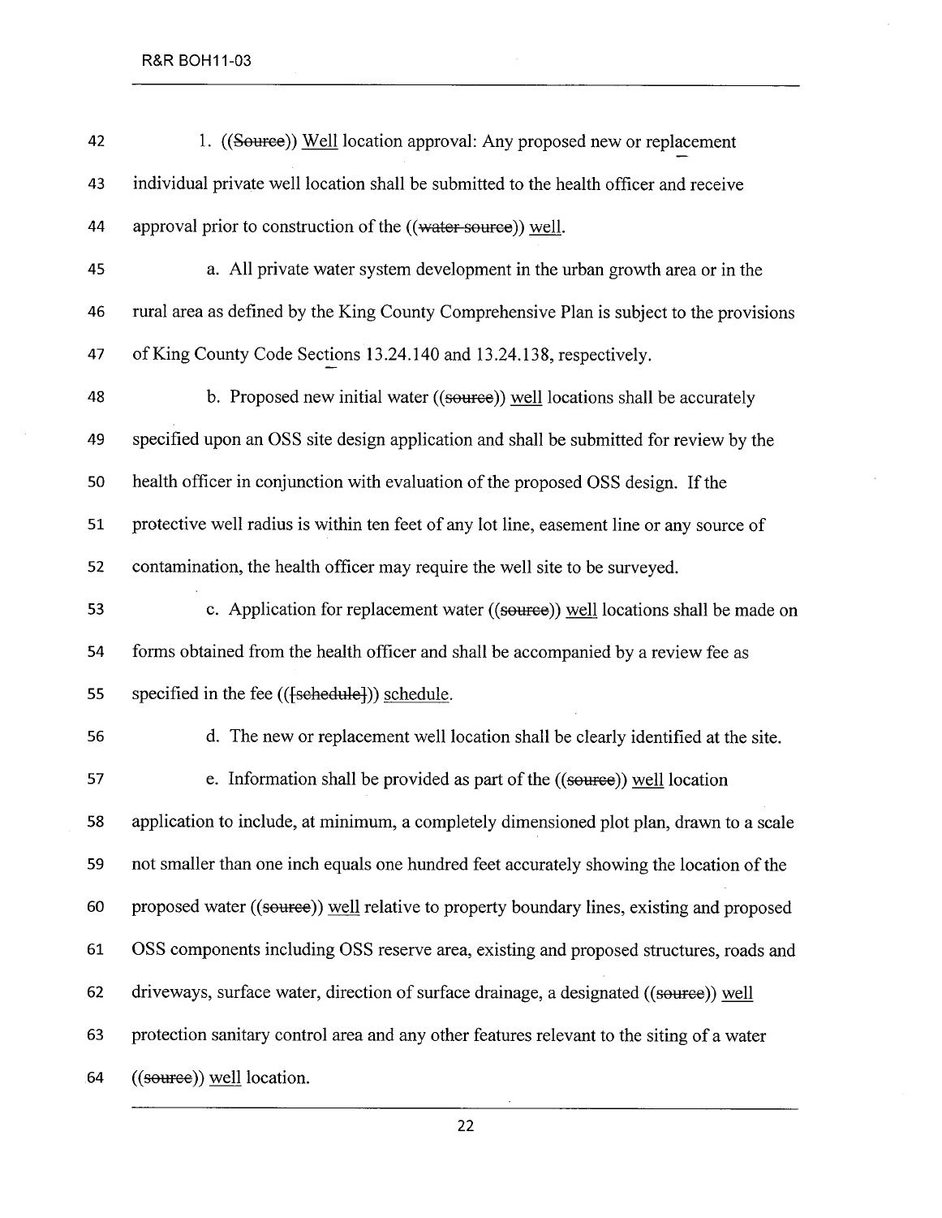1. ((~~Source~~)) <u>Well</u> location approval: Any proposed new or replacement individual private well location shall be submitted to the health officer and receive approval prior to construction of the ((~~water source~~)) <u>well</u>.

a. All private water system development in the urban growth area or in the rural area as defined by the King County Comprehensive Plan is subject to the provisions of King County Code Sections 13.24.140 and 13.24.138, respectively.

b. Proposed new initial water ((~~source~~)) <u>well</u> locations shall be accurately specified upon an OSS site design application and shall be submitted for review by the health officer in conjunction with evaluation of the proposed OSS design. If the protective well radius is within ten feet of any lot line, easement line or any source of contamination, the health officer may require the well site to be surveyed.

c. Application for replacement water ((~~source~~)) <u>well</u> locations shall be made on forms obtained from the health officer and shall be accompanied by a review fee as specified in the fee ((~~[schedule]~~)) <u>schedule</u>.

d. The new or replacement well location shall be clearly identified at the site.

e. Information shall be provided as part of the ((~~source~~)) <u>well</u> location application to include, at minimum, a completely dimensioned plot plan, drawn to a scale not smaller than one inch equals one hundred feet accurately showing the location of the proposed water ((~~source~~)) <u>well</u> relative to property boundary lines, existing and proposed OSS components including OSS reserve area, existing and proposed structures, roads and driveways, surface water, direction of surface drainage, a designated ((~~source~~)) <u>well</u> protection sanitary control area and any other features relevant to the siting of a water ((~~source~~)) <u>well</u> location.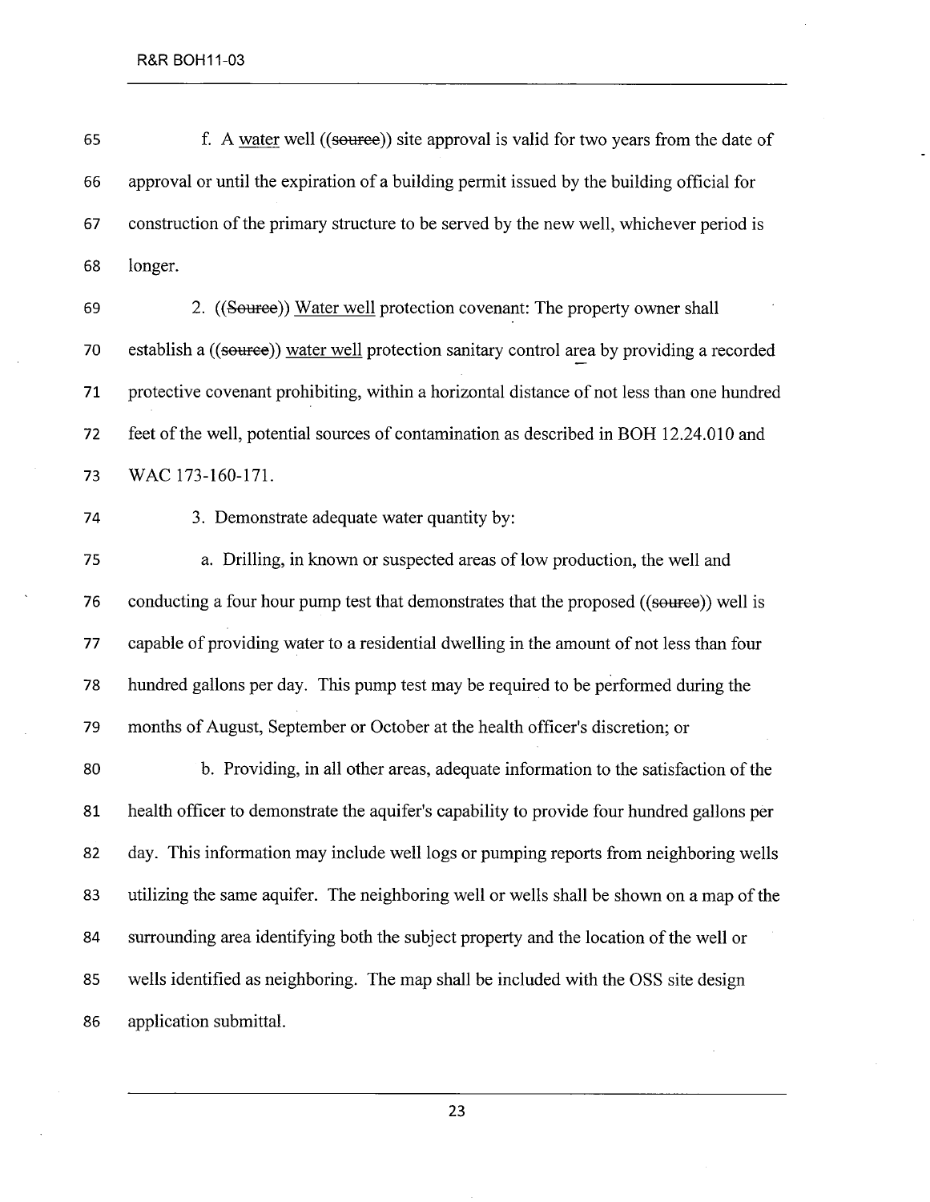f. A water well ((source)) site approval is valid for two years from the date of approval or until the expiration of a building permit issued by the building official for construction of the primary structure to be served by the new well, whichever period is longer.

2. ((Source)) Water well protection covenant: The property owner shall establish a ((source)) water well protection sanitary control area by providing a recorded protective covenant prohibiting, within a horizontal distance of not less than one hundred feet of the well, potential sources of contamination as described in BOH 12.24.010 and WAC 173-160-171.

3. Demonstrate adequate water quantity by:

a. Drilling, in known or suspected areas of low production, the well and conducting a four hour pump test that demonstrates that the proposed ((source)) well is capable of providing water to a residential dwelling in the amount of not less than four hundred gallons per day. This pump test may be required to be performed during the months of August, September or October at the health officer's discretion; or

b. Providing, in all other areas, adequate information to the satisfaction of the health officer to demonstrate the aquifer's capability to provide four hundred gallons per day. This information may include well logs or pumping reports from neighboring wells utilizing the same aquifer. The neighboring well or wells shall be shown on a map of the surrounding area identifying both the subject property and the location of the well or wells identified as neighboring. The map shall be included with the OSS site design application submittal.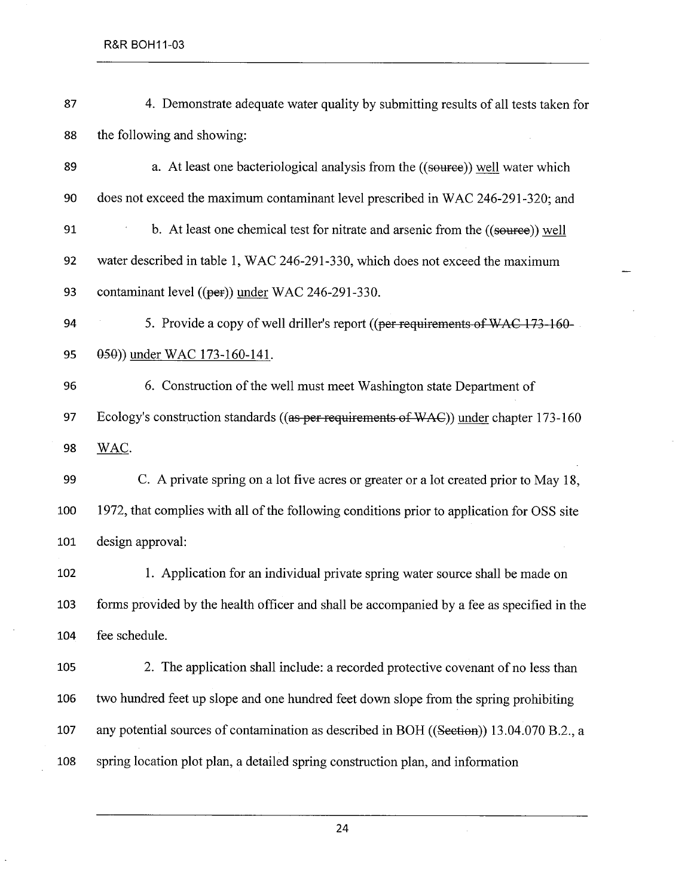4. Demonstrate adequate water quality by submitting results of all tests taken for the following and showing:

a. At least one bacteriological analysis from the ((~~source~~)) <u>well</u> water which does not exceed the maximum contaminant level prescribed in WAC 246-291-320; and

b. At least one chemical test for nitrate and arsenic from the ((~~source~~)) <u>well</u> water described in table 1, WAC 246-291-330, which does not exceed the maximum contaminant level ((~~per~~)) <u>under</u> WAC 246-291-330.

5. Provide a copy of well driller's report ((~~per requirements of WAC 173-160-050~~)) <u>under WAC 173-160-141</u>.

6. Construction of the well must meet Washington state Department of Ecology's construction standards ((~~as per requirements of WAC~~)) <u>under</u> chapter 173-160 <u>WAC</u>.

C. A private spring on a lot five acres or greater or a lot created prior to May 18, 1972, that complies with all of the following conditions prior to application for OSS site design approval:

1. Application for an individual private spring water source shall be made on forms provided by the health officer and shall be accompanied by a fee as specified in the fee schedule.

2. The application shall include: a recorded protective covenant of no less than two hundred feet up slope and one hundred feet down slope from the spring prohibiting any potential sources of contamination as described in BOH ((~~Section~~)) 13.04.070 B.2., a spring location plot plan, a detailed spring construction plan, and information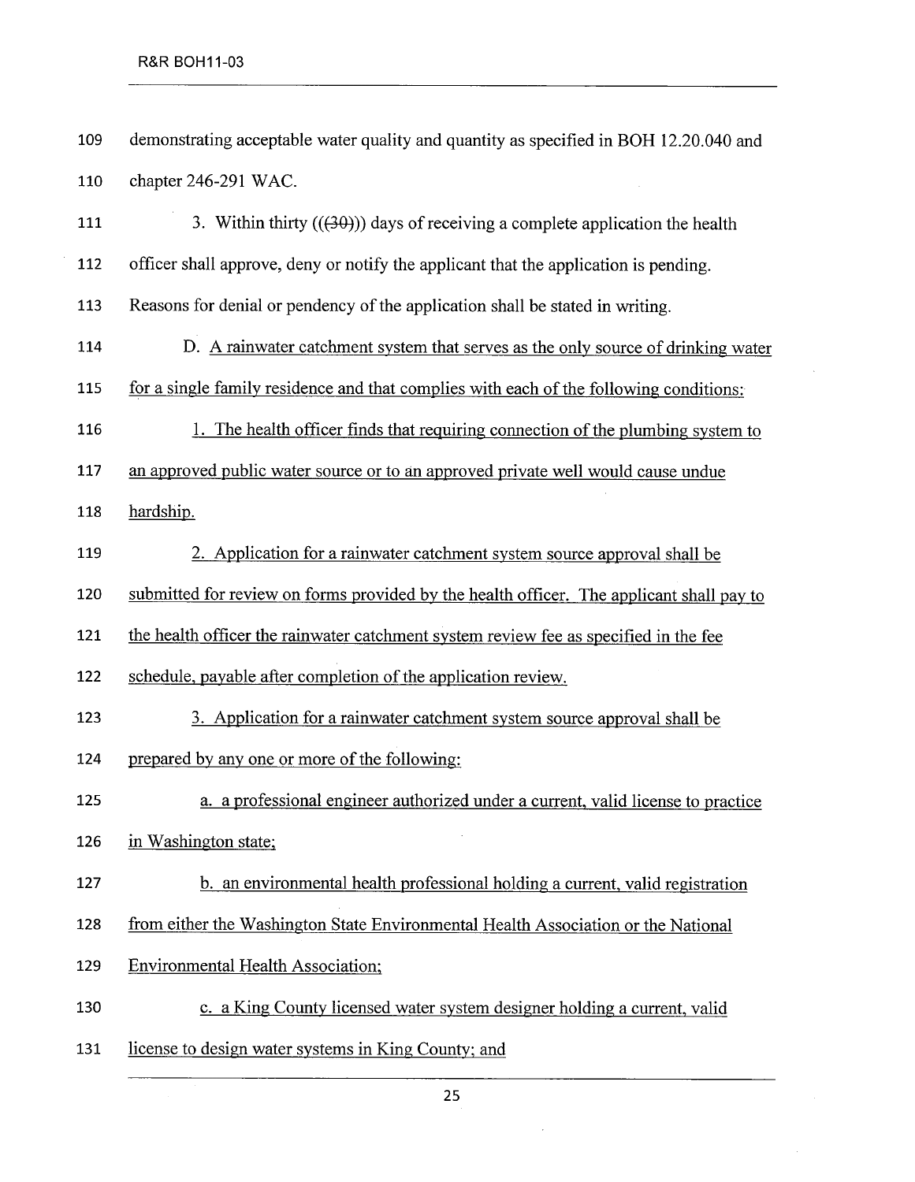demonstrating acceptable water quality and quantity as specified in BOH 12.20.040 and chapter 246-291 WAC.

3. Within thirty (((30))) days of receiving a complete application the health officer shall approve, deny or notify the applicant that the application is pending. Reasons for denial or pendency of the application shall be stated in writing.

D. A rainwater catchment system that serves as the only source of drinking water for a single family residence and that complies with each of the following conditions:

1. The health officer finds that requiring connection of the plumbing system to an approved public water source or to an approved private well would cause undue hardship.

2. Application for a rainwater catchment system source approval shall be submitted for review on forms provided by the health officer. The applicant shall pay to the health officer the rainwater catchment system review fee as specified in the fee schedule, payable after completion of the application review.

3. Application for a rainwater catchment system source approval shall be prepared by any one or more of the following:

a. a professional engineer authorized under a current, valid license to practice in Washington state;

b. an environmental health professional holding a current, valid registration from either the Washington State Environmental Health Association or the National Environmental Health Association;

c. a King County licensed water system designer holding a current, valid license to design water systems in King County; and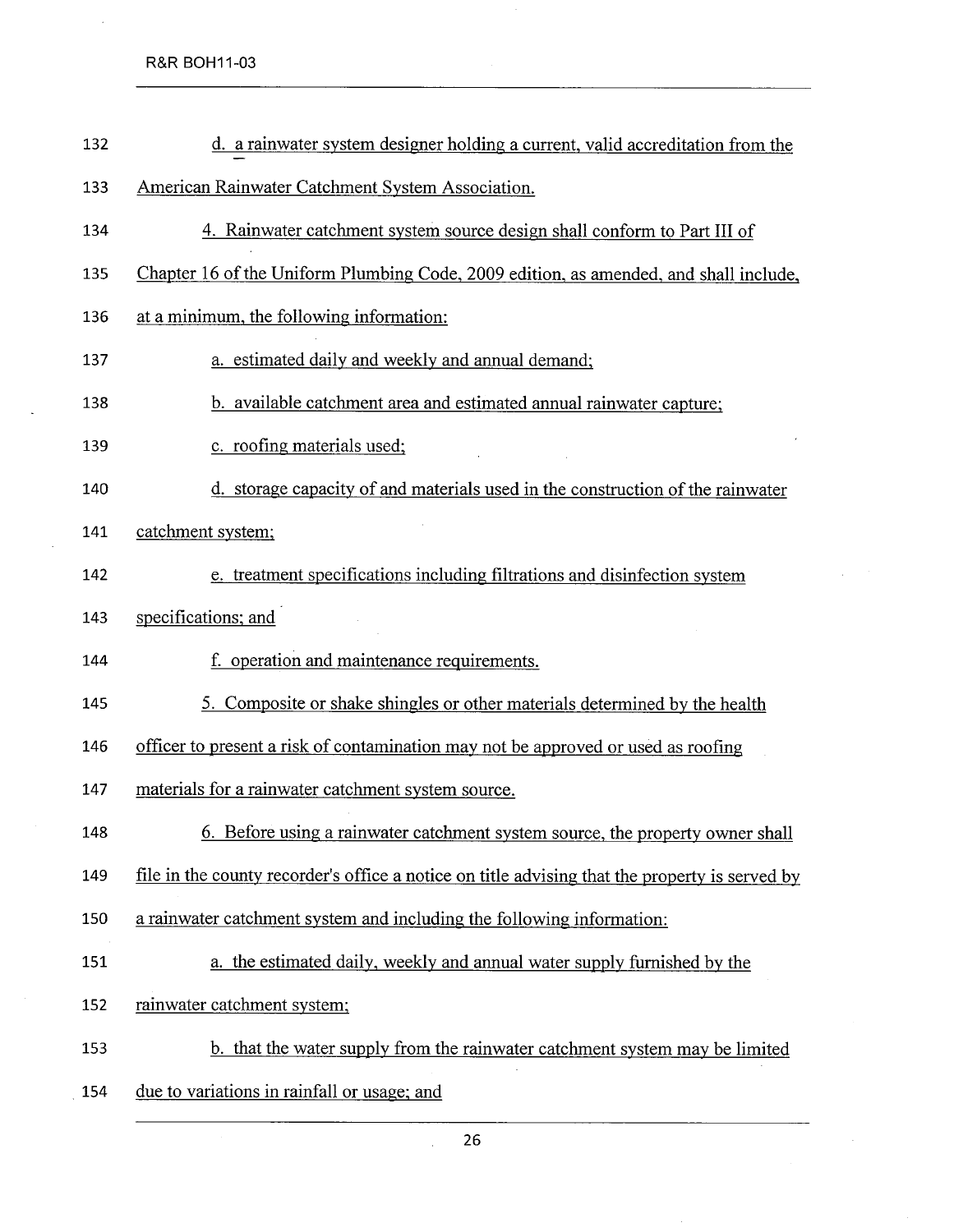d. a rainwater system designer holding a current, valid accreditation from the American Rainwater Catchment System Association.

4. Rainwater catchment system source design shall conform to Part III of Chapter 16 of the Uniform Plumbing Code, 2009 edition, as amended, and shall include, at a minimum, the following information:

a. estimated daily and weekly and annual demand;

b. available catchment area and estimated annual rainwater capture;

c. roofing materials used;

d. storage capacity of and materials used in the construction of the rainwater catchment system;

e. treatment specifications including filtrations and disinfection system specifications; and

f. operation and maintenance requirements.

5. Composite or shake shingles or other materials determined by the health officer to present a risk of contamination may not be approved or used as roofing materials for a rainwater catchment system source.

6. Before using a rainwater catchment system source, the property owner shall file in the county recorder's office a notice on title advising that the property is served by a rainwater catchment system and including the following information:

a. the estimated daily, weekly and annual water supply furnished by the rainwater catchment system;

b. that the water supply from the rainwater catchment system may be limited due to variations in rainfall or usage; and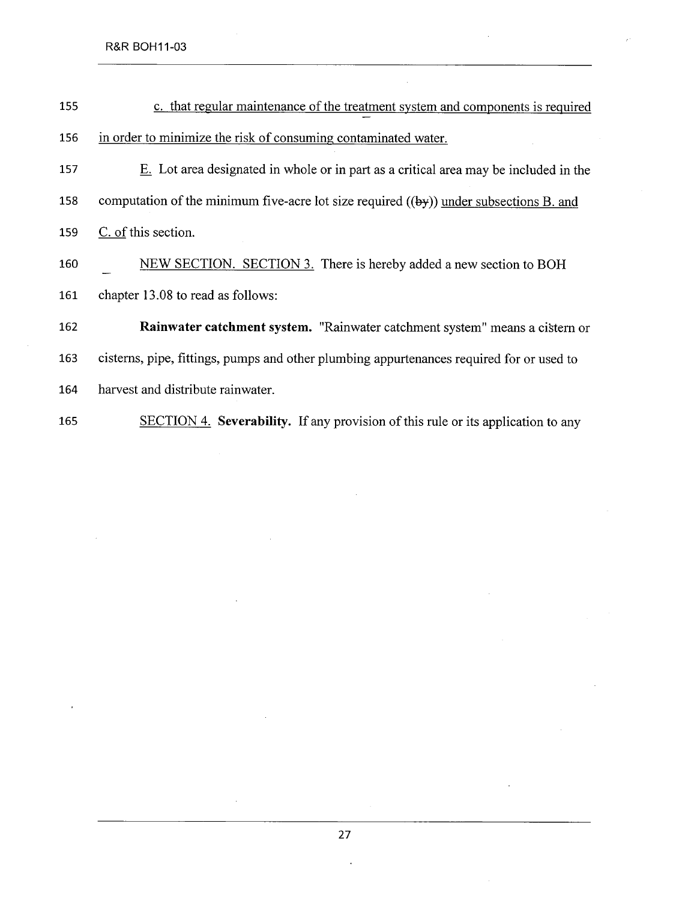155 c. that regular maintenance of the treatment system and components is required

156 in order to minimize the risk of consuming contaminated water.

157 E. Lot area designated in whole or in part as a critical area may be included in the

158 computation of the minimum five-acre lot size required ((~~by~~)) under subsections B. and

159 C. of this section.

160 NEW SECTION. SECTION 3. There is hereby added a new section to BOH

161 chapter 13.08 to read as follows:

162 **Rainwater catchment system.** "Rainwater catchment system" means a cistern or

163 cisterns, pipe, fittings, pumps and other plumbing appurtenances required for or used to

164 harvest and distribute rainwater.

165 SECTION 4. **Severability.** If any provision of this rule or its application to any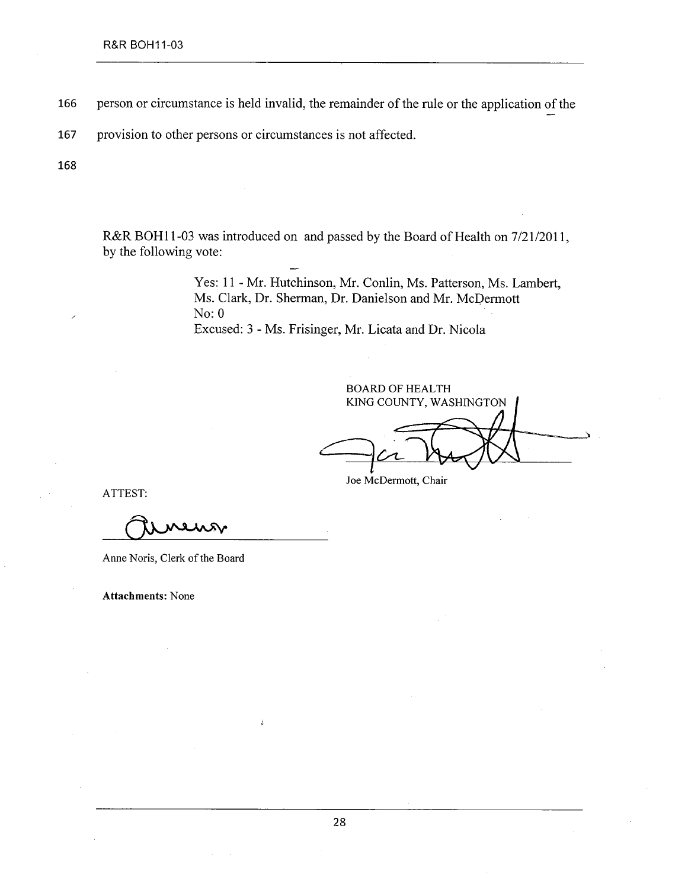166 person or circumstance is held invalid, the remainder of the rule or the application of the

167 provision to other persons or circumstances is not affected.

168

R&R BOH11-03 was introduced on and passed by the Board of Health on 7/21/2011, by the following vote:

> Yes: 11 - Mr. Hutchinson, Mr. Conlin, Ms. Patterson, Ms. Lambert, Ms. Clark, Dr. Sherman, Dr. Danielson and Mr. McDermott
> No: 0
> Excused: 3 - Ms. Frisinger, Mr. Licata and Dr. Nicola

BOARD OF HEALTH
KING COUNTY, WASHINGTON

Joe McDermott, Chair

ATTEST:

Anne Noris, Clerk of the Board

**Attachments:** None